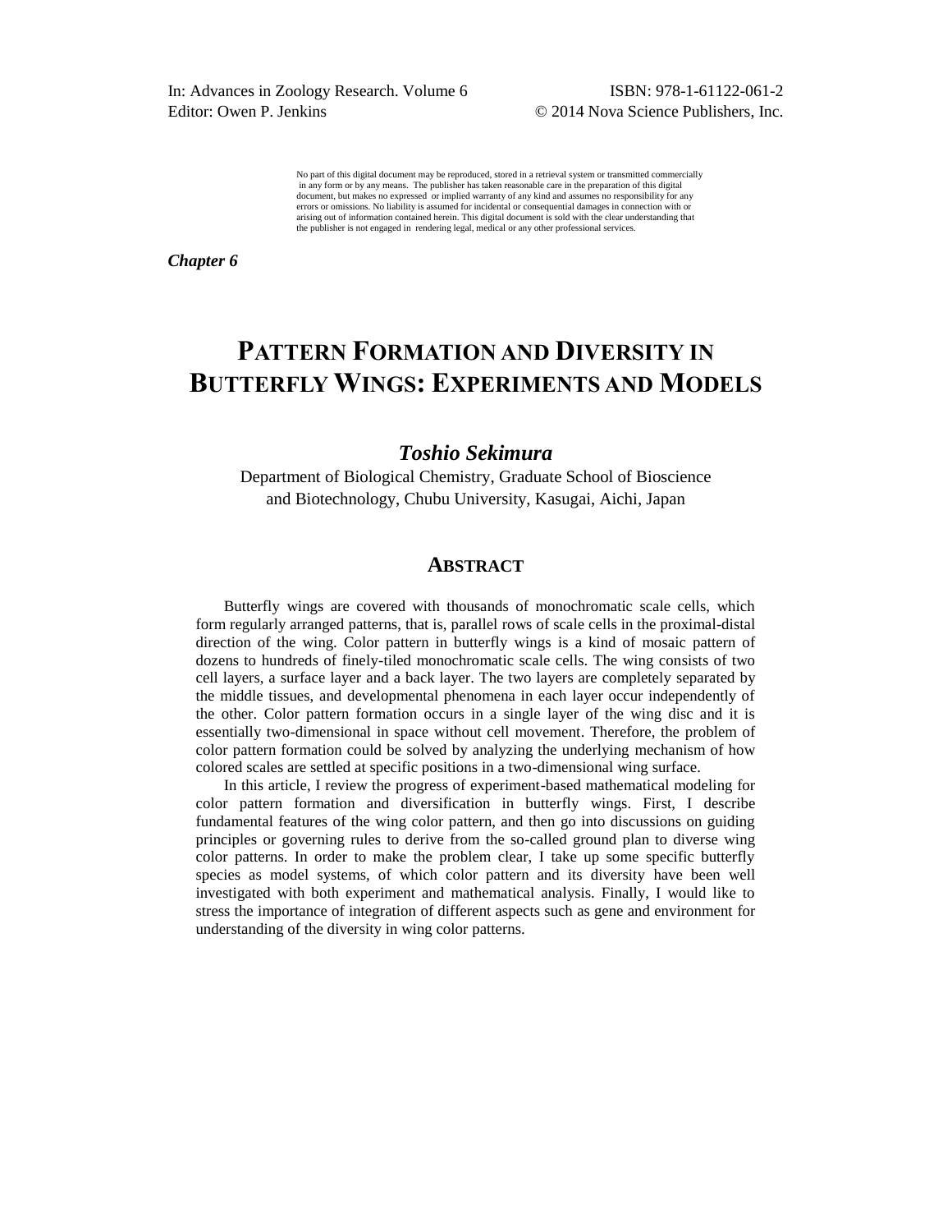In: Advances in Zoology Research. Volume 6
Editor: Owen P. Jenkins

ISBN: 978-1-61122-061-2
© 2014 Nova Science Publishers, Inc.

No part of this digital document may be reproduced, stored in a retrieval system or transmitted commercially in any form or by any means. The publisher has taken reasonable care in the preparation of this digital document, but makes no expressed or implied warranty of any kind and assumes no responsibility for any errors or omissions. No liability is assumed for incidental or consequential damages in connection with or arising out of information contained herein. This digital document is sold with the clear understanding that the publisher is not engaged in rendering legal, medical or any other professional services.

***Chapter 6***

# PATTERN FORMATION AND DIVERSITY IN BUTTERFLY WINGS: EXPERIMENTS AND MODELS

***Toshio Sekimura***

Department of Biological Chemistry, Graduate School of Bioscience and Biotechnology, Chubu University, Kasugai, Aichi, Japan

## ABSTRACT

Butterfly wings are covered with thousands of monochromatic scale cells, which form regularly arranged patterns, that is, parallel rows of scale cells in the proximal-distal direction of the wing. Color pattern in butterfly wings is a kind of mosaic pattern of dozens to hundreds of finely-tiled monochromatic scale cells. The wing consists of two cell layers, a surface layer and a back layer. The two layers are completely separated by the middle tissues, and developmental phenomena in each layer occur independently of the other. Color pattern formation occurs in a single layer of the wing disc and it is essentially two-dimensional in space without cell movement. Therefore, the problem of color pattern formation could be solved by analyzing the underlying mechanism of how colored scales are settled at specific positions in a two-dimensional wing surface.

In this article, I review the progress of experiment-based mathematical modeling for color pattern formation and diversification in butterfly wings. First, I describe fundamental features of the wing color pattern, and then go into discussions on guiding principles or governing rules to derive from the so-called ground plan to diverse wing color patterns. In order to make the problem clear, I take up some specific butterfly species as model systems, of which color pattern and its diversity have been well investigated with both experiment and mathematical analysis. Finally, I would like to stress the importance of integration of different aspects such as gene and environment for understanding of the diversity in wing color patterns.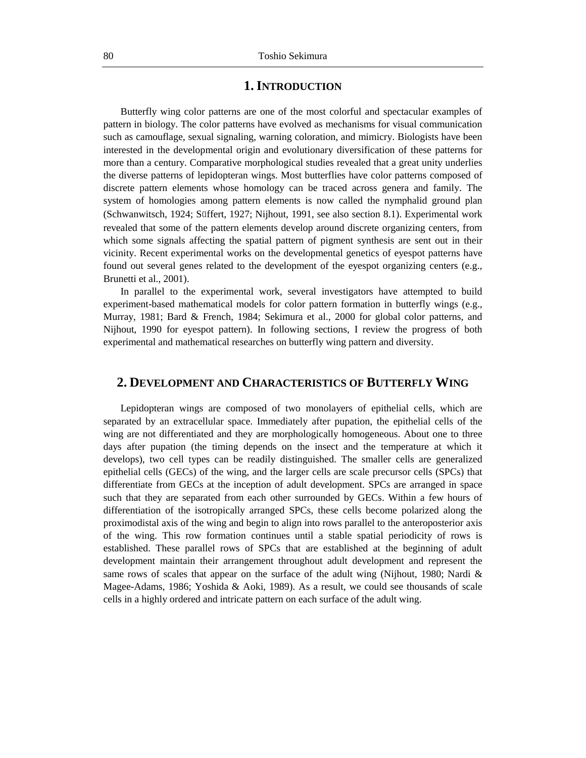## 1. INTRODUCTION

Butterfly wing color patterns are one of the most colorful and spectacular examples of pattern in biology. The color patterns have evolved as mechanisms for visual communication such as camouflage, sexual signaling, warning coloration, and mimicry. Biologists have been interested in the developmental origin and evolutionary diversification of these patterns for more than a century. Comparative morphological studies revealed that a great unity underlies the diverse patterns of lepidopteran wings. Most butterflies have color patterns composed of discrete pattern elements whose homology can be traced across genera and family. The system of homologies among pattern elements is now called the nymphalid ground plan (Schwanwitsch, 1924; Süffert, 1927; Nijhout, 1991, see also section 8.1). Experimental work revealed that some of the pattern elements develop around discrete organizing centers, from which some signals affecting the spatial pattern of pigment synthesis are sent out in their vicinity. Recent experimental works on the developmental genetics of eyespot patterns have found out several genes related to the development of the eyespot organizing centers (e.g., Brunetti et al., 2001).

In parallel to the experimental work, several investigators have attempted to build experiment-based mathematical models for color pattern formation in butterfly wings (e.g., Murray, 1981; Bard & French, 1984; Sekimura et al., 2000 for global color patterns, and Nijhout, 1990 for eyespot pattern). In following sections, I review the progress of both experimental and mathematical researches on butterfly wing pattern and diversity.

## 2. DEVELOPMENT AND CHARACTERISTICS OF BUTTERFLY WING

Lepidopteran wings are composed of two monolayers of epithelial cells, which are separated by an extracellular space. Immediately after pupation, the epithelial cells of the wing are not differentiated and they are morphologically homogeneous. About one to three days after pupation (the timing depends on the insect and the temperature at which it develops), two cell types can be readily distinguished. The smaller cells are generalized epithelial cells (GECs) of the wing, and the larger cells are scale precursor cells (SPCs) that differentiate from GECs at the inception of adult development. SPCs are arranged in space such that they are separated from each other surrounded by GECs. Within a few hours of differentiation of the isotropically arranged SPCs, these cells become polarized along the proximodistal axis of the wing and begin to align into rows parallel to the anteroposterior axis of the wing. This row formation continues until a stable spatial periodicity of rows is established. These parallel rows of SPCs that are established at the beginning of adult development maintain their arrangement throughout adult development and represent the same rows of scales that appear on the surface of the adult wing (Nijhout, 1980; Nardi & Magee-Adams, 1986; Yoshida & Aoki, 1989). As a result, we could see thousands of scale cells in a highly ordered and intricate pattern on each surface of the adult wing.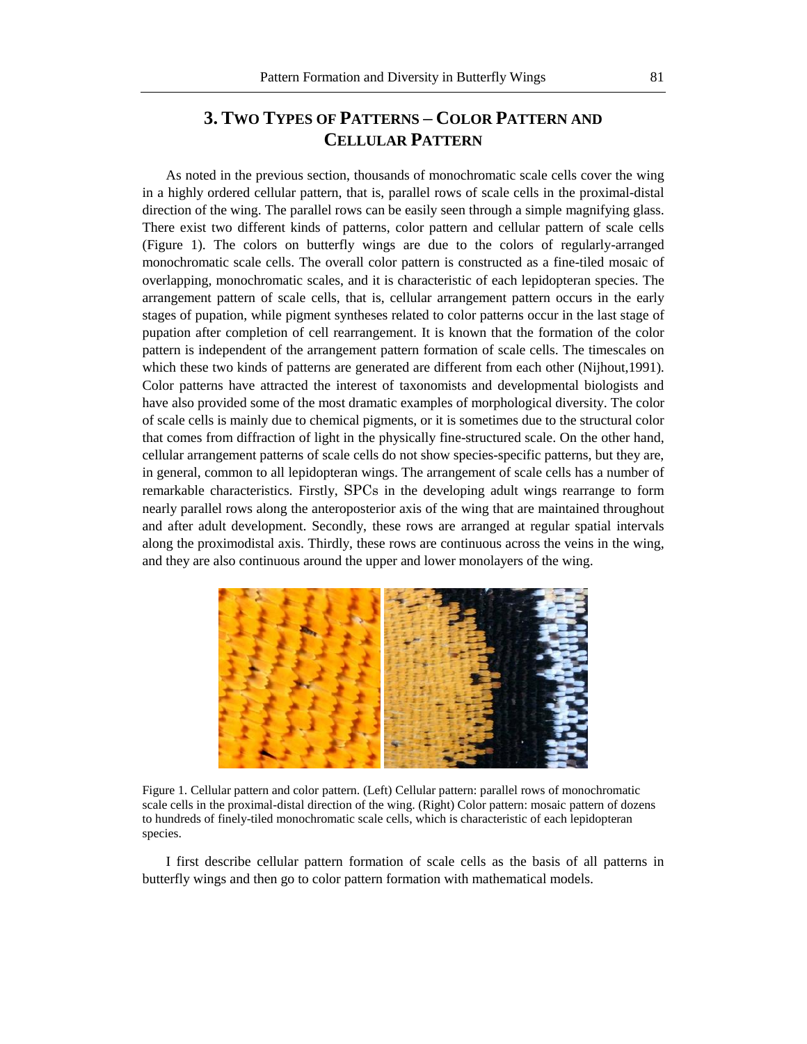## 3. Two Types of Patterns – Color Pattern and Cellular Pattern

As noted in the previous section, thousands of monochromatic scale cells cover the wing in a highly ordered cellular pattern, that is, parallel rows of scale cells in the proximal-distal direction of the wing. The parallel rows can be easily seen through a simple magnifying glass. There exist two different kinds of patterns, color pattern and cellular pattern of scale cells (Figure 1). The colors on butterfly wings are due to the colors of regularly-arranged monochromatic scale cells. The overall color pattern is constructed as a fine-tiled mosaic of overlapping, monochromatic scales, and it is characteristic of each lepidopteran species. The arrangement pattern of scale cells, that is, cellular arrangement pattern occurs in the early stages of pupation, while pigment syntheses related to color patterns occur in the last stage of pupation after completion of cell rearrangement. It is known that the formation of the color pattern is independent of the arrangement pattern formation of scale cells. The timescales on which these two kinds of patterns are generated are different from each other (Nijhout,1991). Color patterns have attracted the interest of taxonomists and developmental biologists and have also provided some of the most dramatic examples of morphological diversity. The color of scale cells is mainly due to chemical pigments, or it is sometimes due to the structural color that comes from diffraction of light in the physically fine-structured scale. On the other hand, cellular arrangement patterns of scale cells do not show species-specific patterns, but they are, in general, common to all lepidopteran wings. The arrangement of scale cells has a number of remarkable characteristics. Firstly, SPCs in the developing adult wings rearrange to form nearly parallel rows along the anteroposterior axis of the wing that are maintained throughout and after adult development. Secondly, these rows are arranged at regular spatial intervals along the proximodistal axis. Thirdly, these rows are continuous across the veins in the wing, and they are also continuous around the upper and lower monolayers of the wing.

Figure 1. Cellular pattern and color pattern. (Left) Cellular pattern: parallel rows of monochromatic scale cells in the proximal-distal direction of the wing. (Right) Color pattern: mosaic pattern of dozens to hundreds of finely-tiled monochromatic scale cells, which is characteristic of each lepidopteran species.

I first describe cellular pattern formation of scale cells as the basis of all patterns in butterfly wings and then go to color pattern formation with mathematical models.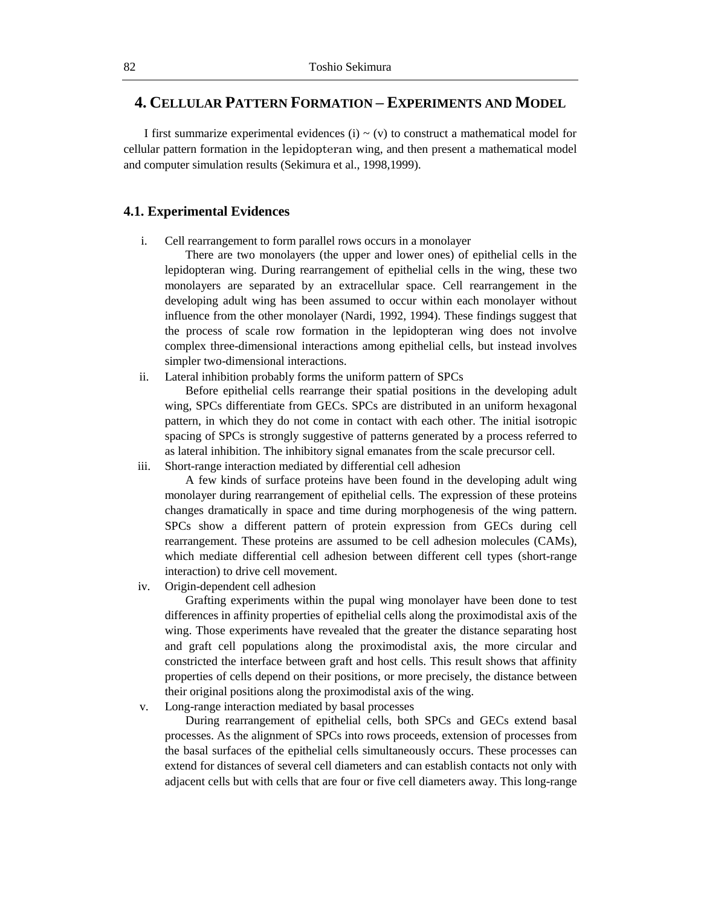## 4. Cellular Pattern Formation – Experiments and Model

I first summarize experimental evidences (i) ~ (v) to construct a mathematical model for cellular pattern formation in the lepidopteran wing, and then present a mathematical model and computer simulation results (Sekimura et al., 1998,1999).

### 4.1. Experimental Evidences

i. Cell rearrangement to form parallel rows occurs in a monolayer

   There are two monolayers (the upper and lower ones) of epithelial cells in the lepidopteran wing. During rearrangement of epithelial cells in the wing, these two monolayers are separated by an extracellular space. Cell rearrangement in the developing adult wing has been assumed to occur within each monolayer without influence from the other monolayer (Nardi, 1992, 1994). These findings suggest that the process of scale row formation in the lepidopteran wing does not involve complex three-dimensional interactions among epithelial cells, but instead involves simpler two-dimensional interactions.

ii. Lateral inhibition probably forms the uniform pattern of SPCs

   Before epithelial cells rearrange their spatial positions in the developing adult wing, SPCs differentiate from GECs. SPCs are distributed in an uniform hexagonal pattern, in which they do not come in contact with each other. The initial isotropic spacing of SPCs is strongly suggestive of patterns generated by a process referred to as lateral inhibition. The inhibitory signal emanates from the scale precursor cell.

iii. Short-range interaction mediated by differential cell adhesion

   A few kinds of surface proteins have been found in the developing adult wing monolayer during rearrangement of epithelial cells. The expression of these proteins changes dramatically in space and time during morphogenesis of the wing pattern. SPCs show a different pattern of protein expression from GECs during cell rearrangement. These proteins are assumed to be cell adhesion molecules (CAMs), which mediate differential cell adhesion between different cell types (short-range interaction) to drive cell movement.

iv. Origin-dependent cell adhesion

   Grafting experiments within the pupal wing monolayer have been done to test differences in affinity properties of epithelial cells along the proximodistal axis of the wing. Those experiments have revealed that the greater the distance separating host and graft cell populations along the proximodistal axis, the more circular and constricted the interface between graft and host cells. This result shows that affinity properties of cells depend on their positions, or more precisely, the distance between their original positions along the proximodistal axis of the wing.

v. Long-range interaction mediated by basal processes

   During rearrangement of epithelial cells, both SPCs and GECs extend basal processes. As the alignment of SPCs into rows proceeds, extension of processes from the basal surfaces of the epithelial cells simultaneously occurs. These processes can extend for distances of several cell diameters and can establish contacts not only with adjacent cells but with cells that are four or five cell diameters away. This long-range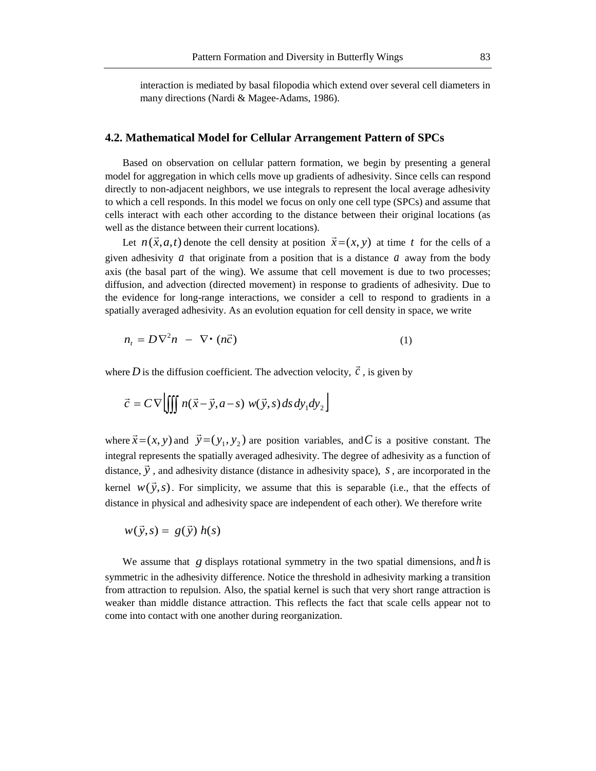interaction is mediated by basal filopodia which extend over several cell diameters in many directions (Nardi & Magee-Adams, 1986).

### 4.2. Mathematical Model for Cellular Arrangement Pattern of SPCs

Based on observation on cellular pattern formation, we begin by presenting a general model for aggregation in which cells move up gradients of adhesivity. Since cells can respond directly to non-adjacent neighbors, we use integrals to represent the local average adhesivity to which a cell responds. In this model we focus on only one cell type (SPCs) and assume that cells interact with each other according to the distance between their original locations (as well as the distance between their current locations).

Let $n(\vec{x}, a, t)$ denote the cell density at position $\vec{x} = (x, y)$ at time $t$ for the cells of a given adhesivity $a$ that originate from a position that is a distance $a$ away from the body axis (the basal part of the wing). We assume that cell movement is due to two processes; diffusion, and advection (directed movement) in response to gradients of adhesivity. Due to the evidence for long-range interactions, we consider a cell to respond to gradients in a spatially averaged adhesivity. As an evolution equation for cell density in space, we write

$$n_t = D\nabla^2 n \ - \ \nabla \cdot (n\vec{c}) \tag{1}$$

where $D$ is the diffusion coefficient. The advection velocity, $\vec{c}$, is given by

$$\vec{c} = C\nabla \left\lfloor \iiint n(\vec{x} - \vec{y}, a - s) \ w(\vec{y}, s) \, ds \, dy_1 dy_2 \right\rfloor$$

where $\vec{x} = (x, y)$ and $\vec{y} = (y_1, y_2)$ are position variables, and $C$ is a positive constant. The integral represents the spatially averaged adhesivity. The degree of adhesivity as a function of distance, $\vec{y}$, and adhesivity distance (distance in adhesivity space), $s$, are incorporated in the kernel $w(\vec{y}, s)$. For simplicity, we assume that this is separable (i.e., that the effects of distance in physical and adhesivity space are independent of each other). We therefore write

$$w(\vec{y}, s) = \ g(\vec{y}) \ h(s)$$

We assume that $g$ displays rotational symmetry in the two spatial dimensions, and $h$ is symmetric in the adhesivity difference. Notice the threshold in adhesivity marking a transition from attraction to repulsion. Also, the spatial kernel is such that very short range attraction is weaker than middle distance attraction. This reflects the fact that scale cells appear not to come into contact with one another during reorganization.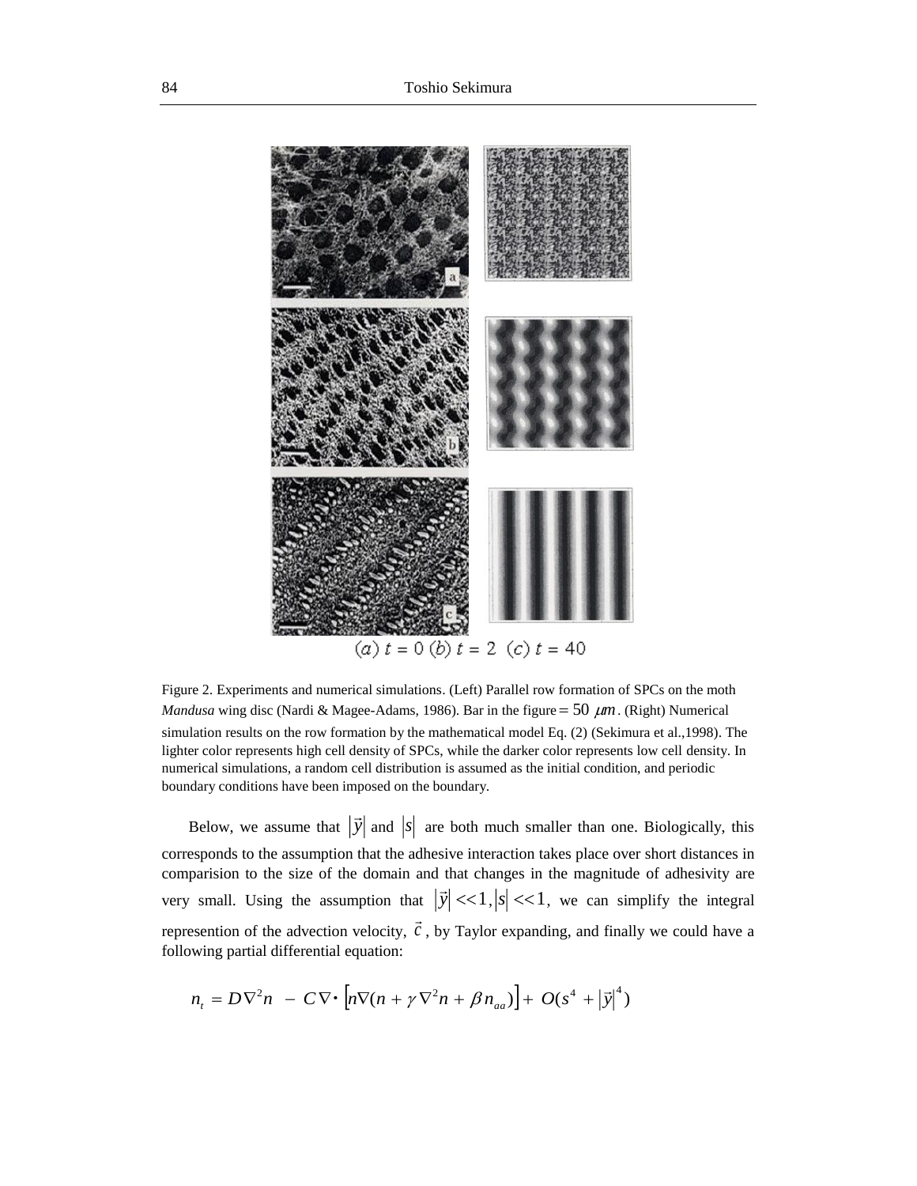(a) $t = 0$ (b) $t = 2$ (c) $t = 40$

Figure 2. Experiments and numerical simulations. (Left) Parallel row formation of SPCs on the moth *Mandusa* wing disc (Nardi & Magee-Adams, 1986). Bar in the figure $= 50\ \mu m$. (Right) Numerical simulation results on the row formation by the mathematical model Eq. (2) (Sekimura et al.,1998). The lighter color represents high cell density of SPCs, while the darker color represents low cell density. In numerical simulations, a random cell distribution is assumed as the initial condition, and periodic boundary conditions have been imposed on the boundary.

Below, we assume that $|\vec{y}|$ and $|s|$ are both much smaller than one. Biologically, this corresponds to the assumption that the adhesive interaction takes place over short distances in comparision to the size of the domain and that changes in the magnitude of adhesivity are very small. Using the assumption that $|\vec{y}| << 1, |s| << 1$, we can simplify the integral represention of the advection velocity, $\vec{c}$, by Taylor expanding, and finally we could have a following partial differential equation:

$$n_t = D\nabla^2 n \; - \; C\nabla \cdot \left[ n\nabla(n + \gamma\nabla^2 n + \beta n_{aa}) \right] + \; O(s^4 \; + |\vec{y}|^4)$$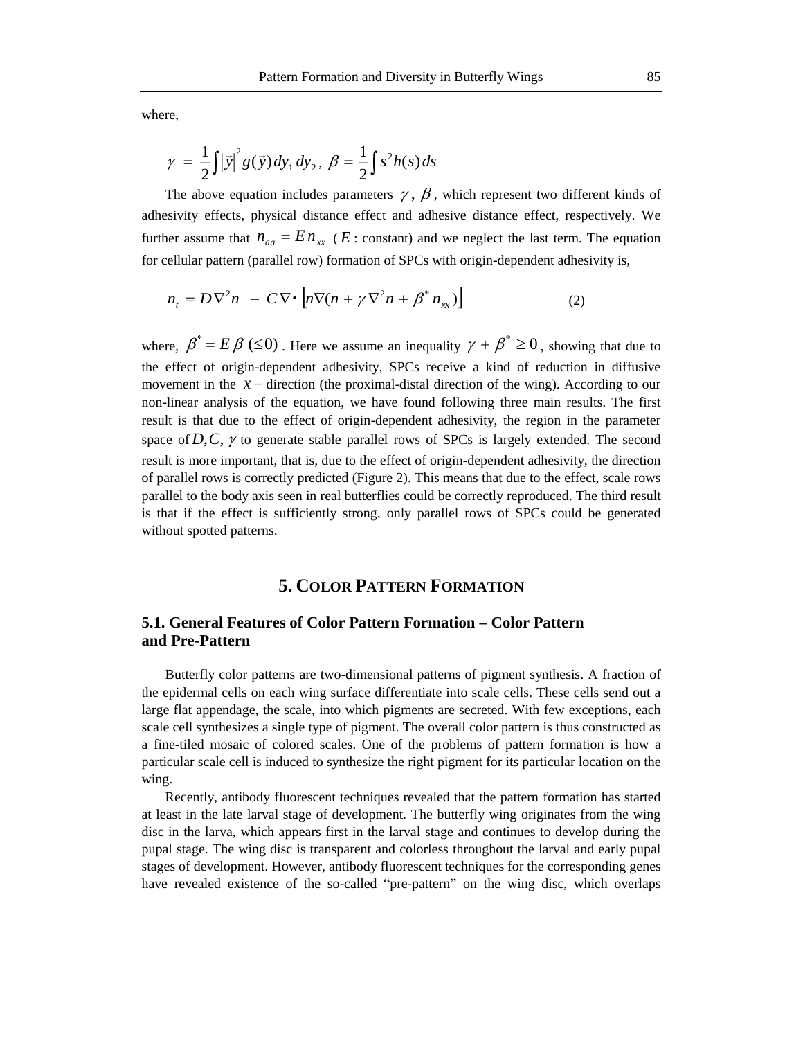where,

$$\gamma = \frac{1}{2}\int |\vec{y}|^2 g(\vec{y})\, dy_1\, dy_2\,,\ \beta = \frac{1}{2}\int s^2 h(s)\, ds$$

The above equation includes parameters $\gamma$, $\beta$, which represent two different kinds of adhesivity effects, physical distance effect and adhesive distance effect, respectively. We further assume that $n_{aa} = E\, n_{xx}$ ($E$ : constant) and we neglect the last term. The equation for cellular pattern (parallel row) formation of SPCs with origin-dependent adhesivity is,

$$n_t = D\nabla^2 n \ - \ C\nabla \cdot \left[ n\nabla(n + \gamma\nabla^2 n + \beta^* n_{xx}) \right] \tag{2}$$

where, $\beta^* = E\,\beta\ (\leq 0)$ . Here we assume an inequality $\gamma + \beta^* \geq 0$ , showing that due to the effect of origin-dependent adhesivity, SPCs receive a kind of reduction in diffusive movement in the $x-$direction (the proximal-distal direction of the wing). According to our non-linear analysis of the equation, we have found following three main results. The first result is that due to the effect of origin-dependent adhesivity, the region in the parameter space of $D, C, \gamma$ to generate stable parallel rows of SPCs is largely extended. The second result is more important, that is, due to the effect of origin-dependent adhesivity, the direction of parallel rows is correctly predicted (Figure 2). This means that due to the effect, scale rows parallel to the body axis seen in real butterflies could be correctly reproduced. The third result is that if the effect is sufficiently strong, only parallel rows of SPCs could be generated without spotted patterns.

## 5. Color Pattern Formation

### 5.1. General Features of Color Pattern Formation – Color Pattern and Pre-Pattern

Butterfly color patterns are two-dimensional patterns of pigment synthesis. A fraction of the epidermal cells on each wing surface differentiate into scale cells. These cells send out a large flat appendage, the scale, into which pigments are secreted. With few exceptions, each scale cell synthesizes a single type of pigment. The overall color pattern is thus constructed as a fine-tiled mosaic of colored scales. One of the problems of pattern formation is how a particular scale cell is induced to synthesize the right pigment for its particular location on the wing.

Recently, antibody fluorescent techniques revealed that the pattern formation has started at least in the late larval stage of development. The butterfly wing originates from the wing disc in the larva, which appears first in the larval stage and continues to develop during the pupal stage. The wing disc is transparent and colorless throughout the larval and early pupal stages of development. However, antibody fluorescent techniques for the corresponding genes have revealed existence of the so-called "pre-pattern" on the wing disc, which overlaps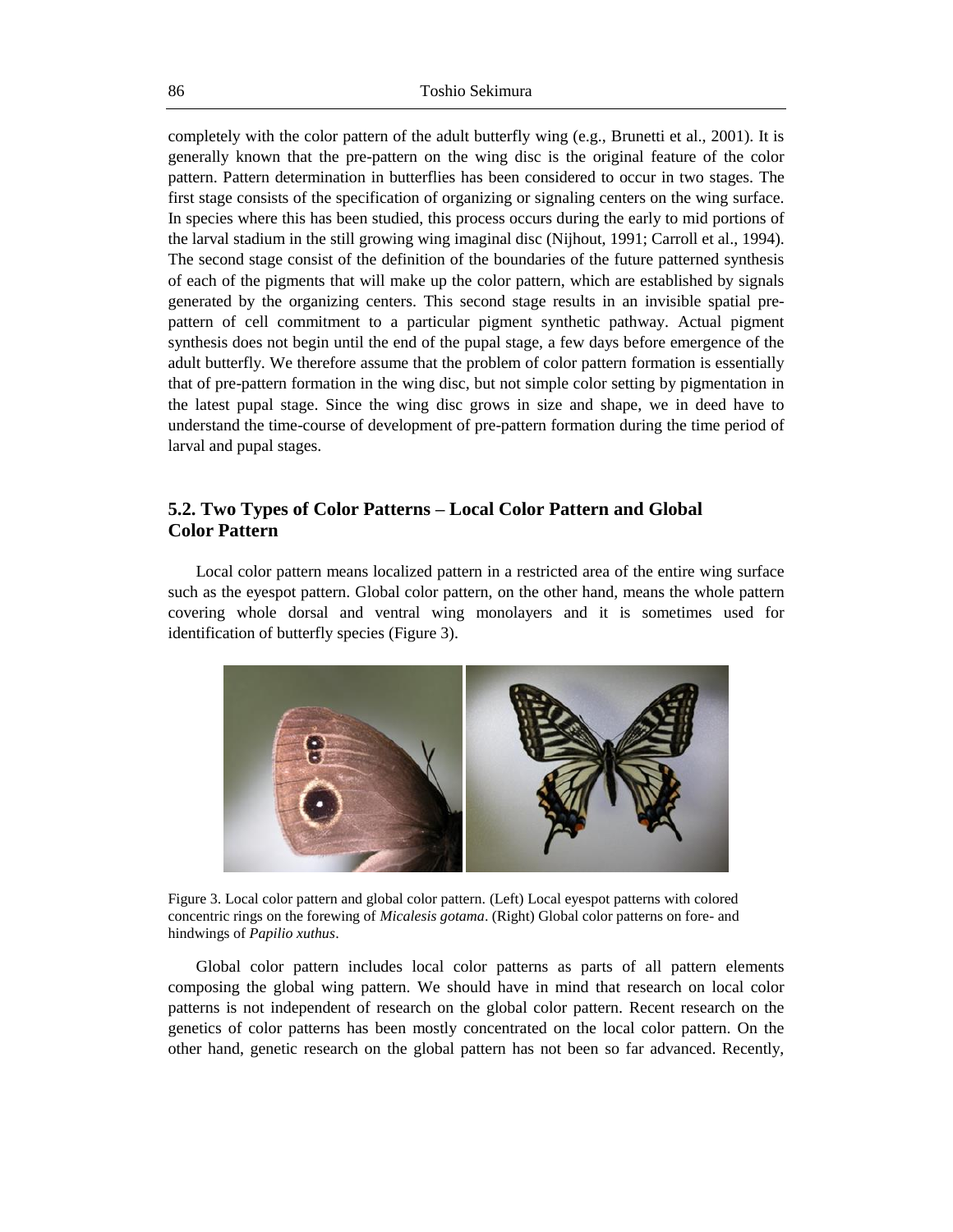completely with the color pattern of the adult butterfly wing (e.g., Brunetti et al., 2001). It is generally known that the pre-pattern on the wing disc is the original feature of the color pattern. Pattern determination in butterflies has been considered to occur in two stages. The first stage consists of the specification of organizing or signaling centers on the wing surface. In species where this has been studied, this process occurs during the early to mid portions of the larval stadium in the still growing wing imaginal disc (Nijhout, 1991; Carroll et al., 1994). The second stage consist of the definition of the boundaries of the future patterned synthesis of each of the pigments that will make up the color pattern, which are established by signals generated by the organizing centers. This second stage results in an invisible spatial pre-pattern of cell commitment to a particular pigment synthetic pathway. Actual pigment synthesis does not begin until the end of the pupal stage, a few days before emergence of the adult butterfly. We therefore assume that the problem of color pattern formation is essentially that of pre-pattern formation in the wing disc, but not simple color setting by pigmentation in the latest pupal stage. Since the wing disc grows in size and shape, we in deed have to understand the time-course of development of pre-pattern formation during the time period of larval and pupal stages.

## 5.2. Two Types of Color Patterns – Local Color Pattern and Global Color Pattern

Local color pattern means localized pattern in a restricted area of the entire wing surface such as the eyespot pattern. Global color pattern, on the other hand, means the whole pattern covering whole dorsal and ventral wing monolayers and it is sometimes used for identification of butterfly species (Figure 3).

Figure 3. Local color pattern and global color pattern. (Left) Local eyespot patterns with colored concentric rings on the forewing of *Micalesis gotama*. (Right) Global color patterns on fore- and hindwings of *Papilio xuthus*.

Global color pattern includes local color patterns as parts of all pattern elements composing the global wing pattern. We should have in mind that research on local color patterns is not independent of research on the global color pattern. Recent research on the genetics of color patterns has been mostly concentrated on the local color pattern. On the other hand, genetic research on the global pattern has not been so far advanced. Recently,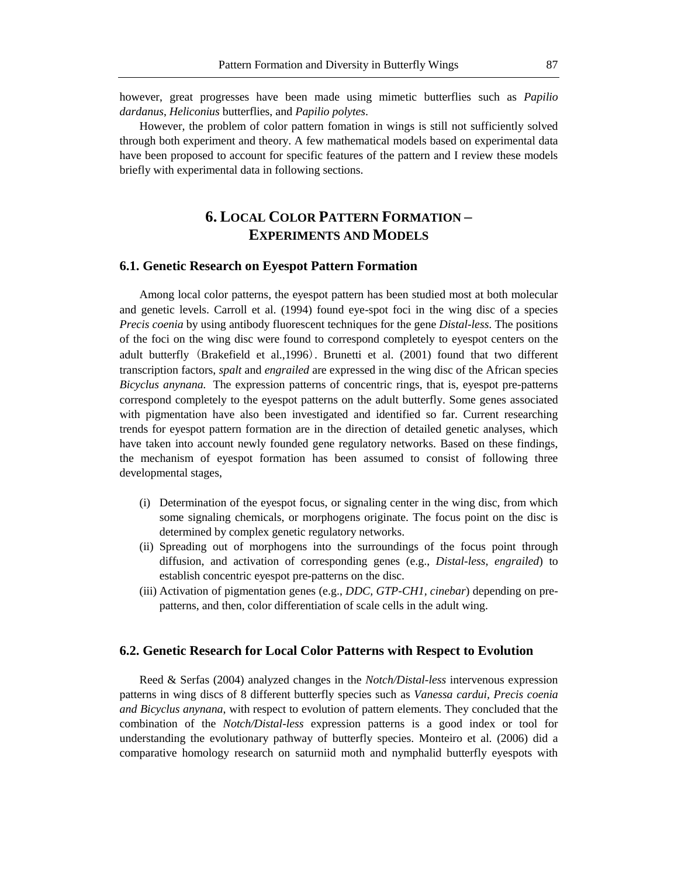however, great progresses have been made using mimetic butterflies such as *Papilio dardanus*, *Heliconius* butterflies, and *Papilio polytes*.

However, the problem of color pattern fomation in wings is still not sufficiently solved through both experiment and theory. A few mathematical models based on experimental data have been proposed to account for specific features of the pattern and I review these models briefly with experimental data in following sections.

## 6. Local Color Pattern Formation – Experiments and Models

### 6.1. Genetic Research on Eyespot Pattern Formation

Among local color patterns, the eyespot pattern has been studied most at both molecular and genetic levels. Carroll et al. (1994) found eye-spot foci in the wing disc of a species *Precis coenia* by using antibody fluorescent techniques for the gene *Distal-less*. The positions of the foci on the wing disc were found to correspond completely to eyespot centers on the adult butterfly（Brakefield et al.,1996）. Brunetti et al. (2001) found that two different transcription factors, *spalt* and *engrailed* are expressed in the wing disc of the African species *Bicyclus anynana.* The expression patterns of concentric rings, that is, eyespot pre-patterns correspond completely to the eyespot patterns on the adult butterfly. Some genes associated with pigmentation have also been investigated and identified so far. Current researching trends for eyespot pattern formation are in the direction of detailed genetic analyses, which have taken into account newly founded gene regulatory networks. Based on these findings, the mechanism of eyespot formation has been assumed to consist of following three developmental stages,

(i) Determination of the eyespot focus, or signaling center in the wing disc, from which some signaling chemicals, or morphogens originate. The focus point on the disc is determined by complex genetic regulatory networks.
(ii) Spreading out of morphogens into the surroundings of the focus point through diffusion, and activation of corresponding genes (e.g., *Distal-less*, *engrailed*) to establish concentric eyespot pre-patterns on the disc.
(iii) Activation of pigmentation genes (e.g., *DDC, GTP-CH1, cinebar*) depending on pre-patterns, and then, color differentiation of scale cells in the adult wing.

### 6.2. Genetic Research for Local Color Patterns with Respect to Evolution

Reed & Serfas (2004) analyzed changes in the *Notch/Distal-less* intervenous expression patterns in wing discs of 8 different butterfly species such as *Vanessa cardui, Precis coenia and Bicyclus anynana*, with respect to evolution of pattern elements. They concluded that the combination of the *Notch/Distal-less* expression patterns is a good index or tool for understanding the evolutionary pathway of butterfly species. Monteiro et al. (2006) did a comparative homology research on saturniid moth and nymphalid butterfly eyespots with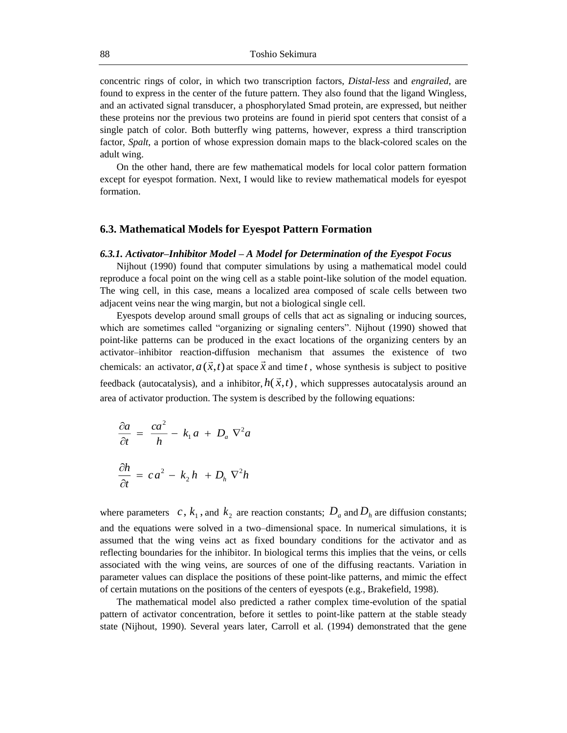concentric rings of color, in which two transcription factors, *Distal-less* and *engrailed*, are found to express in the center of the future pattern. They also found that the ligand Wingless, and an activated signal transducer, a phosphorylated Smad protein, are expressed, but neither these proteins nor the previous two proteins are found in pierid spot centers that consist of a single patch of color. Both butterfly wing patterns, however, express a third transcription factor, *Spalt*, a portion of whose expression domain maps to the black-colored scales on the adult wing.

On the other hand, there are few mathematical models for local color pattern formation except for eyespot formation. Next, I would like to review mathematical models for eyespot formation.

## 6.3. Mathematical Models for Eyespot Pattern Formation

### *6.3.1. Activator–Inhibitor Model – A Model for Determination of the Eyespot Focus*

Nijhout (1990) found that computer simulations by using a mathematical model could reproduce a focal point on the wing cell as a stable point-like solution of the model equation. The wing cell, in this case, means a localized area composed of scale cells between two adjacent veins near the wing margin, but not a biological single cell.

Eyespots develop around small groups of cells that act as signaling or inducing sources, which are sometimes called "organizing or signaling centers". Nijhout (1990) showed that point-like patterns can be produced in the exact locations of the organizing centers by an activator–inhibitor reaction-diffusion mechanism that assumes the existence of two chemicals: an activator, $a(\vec{x},t)$ at space $\vec{x}$ and time $t$, whose synthesis is subject to positive feedback (autocatalysis), and a inhibitor, $h(\vec{x},t)$, which suppresses autocatalysis around an area of activator production. The system is described by the following equations:

$$\frac{\partial a}{\partial t} = \frac{ca^2}{h} - k_1 a + D_a \nabla^2 a$$

$$\frac{\partial h}{\partial t} = ca^2 - k_2 h + D_h \nabla^2 h$$

where parameters $c$, $k_1$, and $k_2$ are reaction constants; $D_a$ and $D_h$ are diffusion constants; and the equations were solved in a two–dimensional space. In numerical simulations, it is assumed that the wing veins act as fixed boundary conditions for the activator and as reflecting boundaries for the inhibitor. In biological terms this implies that the veins, or cells associated with the wing veins, are sources of one of the diffusing reactants. Variation in parameter values can displace the positions of these point-like patterns, and mimic the effect of certain mutations on the positions of the centers of eyespots (e.g., Brakefield, 1998).

The mathematical model also predicted a rather complex time-evolution of the spatial pattern of activator concentration, before it settles to point-like pattern at the stable steady state (Nijhout, 1990). Several years later, Carroll et al. (1994) demonstrated that the gene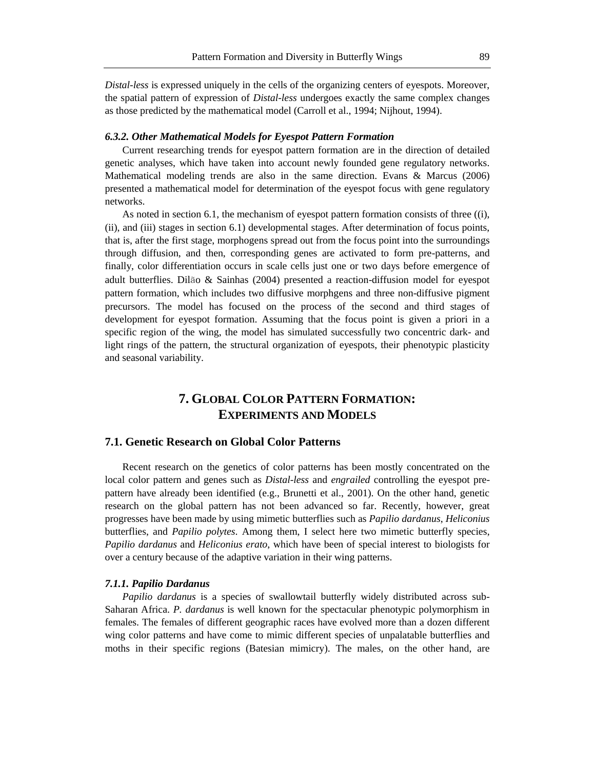*Distal-less* is expressed uniquely in the cells of the organizing centers of eyespots. Moreover, the spatial pattern of expression of *Distal-less* undergoes exactly the same complex changes as those predicted by the mathematical model (Carroll et al., 1994; Nijhout, 1994).

#### *6.3.2. Other Mathematical Models for Eyespot Pattern Formation*

Current researching trends for eyespot pattern formation are in the direction of detailed genetic analyses, which have taken into account newly founded gene regulatory networks. Mathematical modeling trends are also in the same direction. Evans & Marcus (2006) presented a mathematical model for determination of the eyespot focus with gene regulatory networks.

As noted in section 6.1, the mechanism of eyespot pattern formation consists of three ((i), (ii), and (iii) stages in section 6.1) developmental stages. After determination of focus points, that is, after the first stage, morphogens spread out from the focus point into the surroundings through diffusion, and then, corresponding genes are activated to form pre-patterns, and finally, color differentiation occurs in scale cells just one or two days before emergence of adult butterflies. Dilão & Sainhas (2004) presented a reaction-diffusion model for eyespot pattern formation, which includes two diffusive morphgens and three non-diffusive pigment precursors. The model has focused on the process of the second and third stages of development for eyespot formation. Assuming that the focus point is given a priori in a specific region of the wing, the model has simulated successfully two concentric dark- and light rings of the pattern, the structural organization of eyespots, their phenotypic plasticity and seasonal variability.

## 7. Global Color Pattern Formation: Experiments and Models

### 7.1. Genetic Research on Global Color Patterns

Recent research on the genetics of color patterns has been mostly concentrated on the local color pattern and genes such as *Distal-less* and *engrailed* controlling the eyespot pre-pattern have already been identified (e.g., Brunetti et al., 2001). On the other hand, genetic research on the global pattern has not been advanced so far. Recently, however, great progresses have been made by using mimetic butterflies such as *Papilio dardanus*, *Heliconius* butterflies, and *Papilio polytes*. Among them, I select here two mimetic butterfly species, *Papilio dardanus* and *Heliconius erato*, which have been of special interest to biologists for over a century because of the adaptive variation in their wing patterns.

#### *7.1.1. Papilio Dardanus*

*Papilio dardanus* is a species of swallowtail butterfly widely distributed across sub-Saharan Africa. *P. dardanus* is well known for the spectacular phenotypic polymorphism in females. The females of different geographic races have evolved more than a dozen different wing color patterns and have come to mimic different species of unpalatable butterflies and moths in their specific regions (Batesian mimicry). The males, on the other hand, are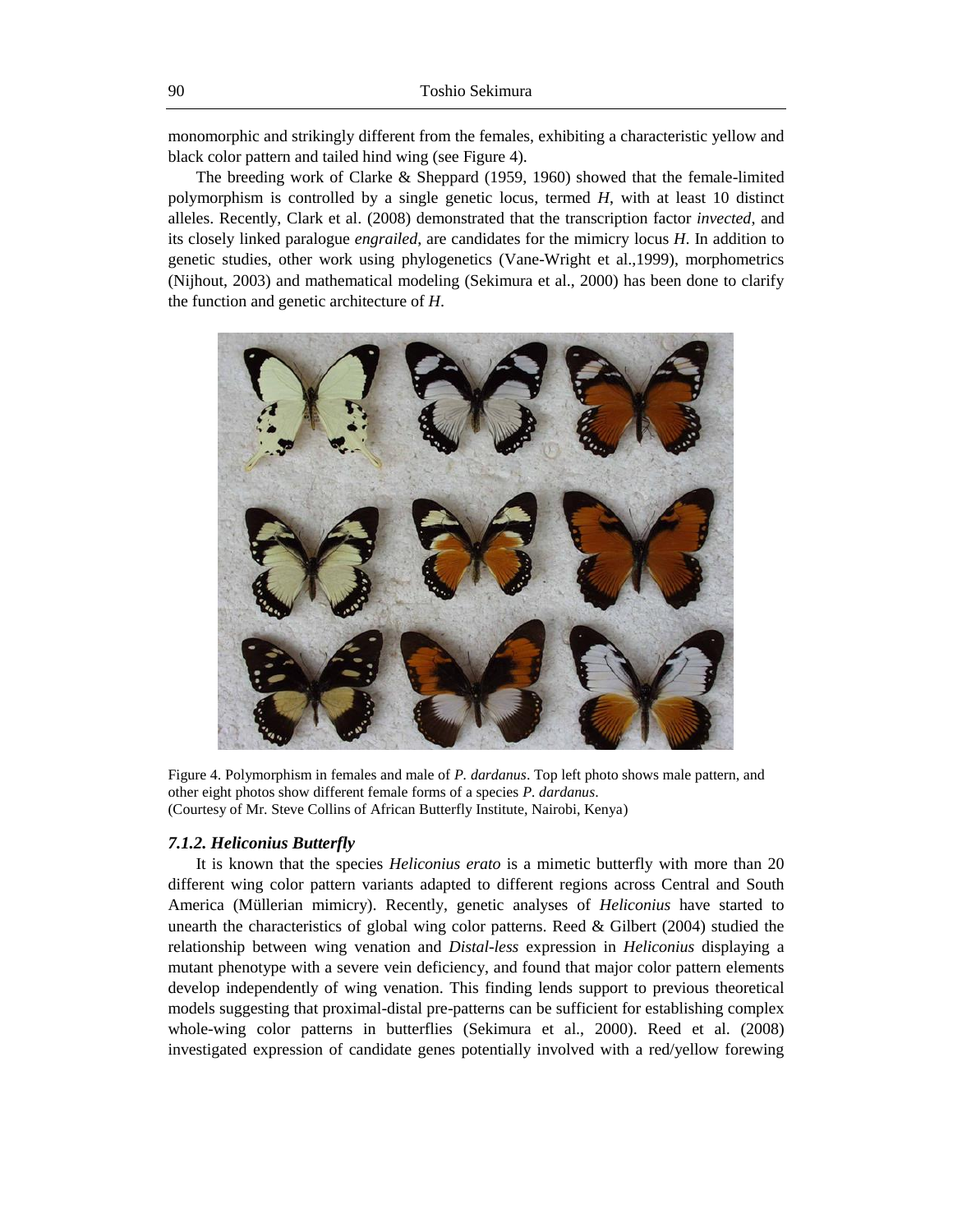monomorphic and strikingly different from the females, exhibiting a characteristic yellow and black color pattern and tailed hind wing (see Figure 4).

The breeding work of Clarke & Sheppard (1959, 1960) showed that the female-limited polymorphism is controlled by a single genetic locus, termed *H*, with at least 10 distinct alleles. Recently, Clark et al. (2008) demonstrated that the transcription factor *invected*, and its closely linked paralogue *engrailed*, are candidates for the mimicry locus *H*. In addition to genetic studies, other work using phylogenetics (Vane-Wright et al.,1999), morphometrics (Nijhout, 2003) and mathematical modeling (Sekimura et al., 2000) has been done to clarify the function and genetic architecture of *H*.

Figure 4. Polymorphism in females and male of *P. dardanus*. Top left photo shows male pattern, and other eight photos show different female forms of a species *P. dardanus*.
(Courtesy of Mr. Steve Collins of African Butterfly Institute, Nairobi, Kenya)

### *7.1.2. Heliconius Butterfly*

It is known that the species *Heliconius erato* is a mimetic butterfly with more than 20 different wing color pattern variants adapted to different regions across Central and South America (Müllerian mimicry). Recently, genetic analyses of *Heliconius* have started to unearth the characteristics of global wing color patterns. Reed & Gilbert (2004) studied the relationship between wing venation and *Distal-less* expression in *Heliconius* displaying a mutant phenotype with a severe vein deficiency, and found that major color pattern elements develop independently of wing venation. This finding lends support to previous theoretical models suggesting that proximal-distal pre-patterns can be sufficient for establishing complex whole-wing color patterns in butterflies (Sekimura et al., 2000). Reed et al. (2008) investigated expression of candidate genes potentially involved with a red/yellow forewing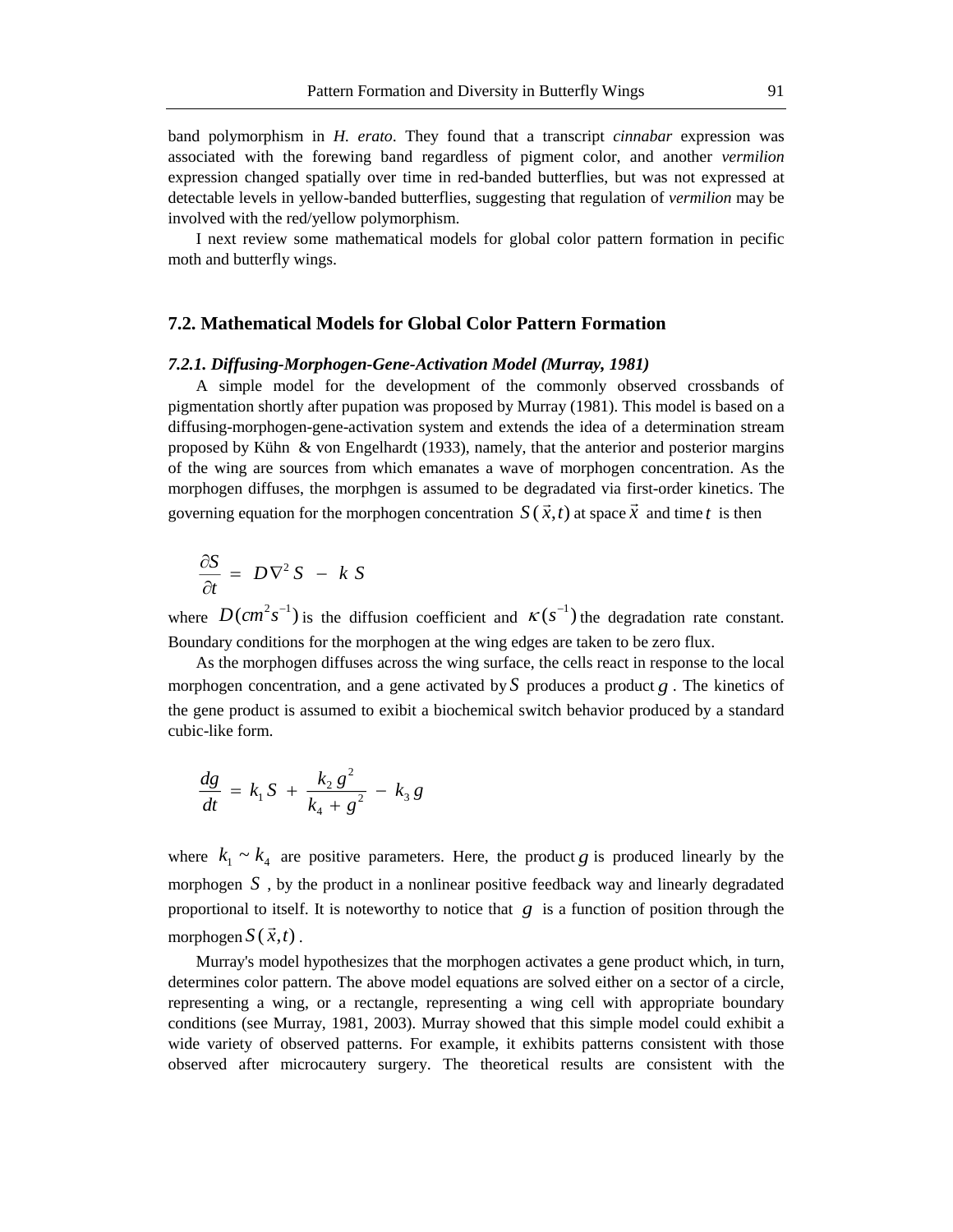band polymorphism in *H. erato*. They found that a transcript *cinnabar* expression was associated with the forewing band regardless of pigment color, and another *vermilion* expression changed spatially over time in red-banded butterflies, but was not expressed at detectable levels in yellow-banded butterflies, suggesting that regulation of *vermilion* may be involved with the red/yellow polymorphism.

I next review some mathematical models for global color pattern formation in pecific moth and butterfly wings.

## 7.2. Mathematical Models for Global Color Pattern Formation

### *7.2.1. Diffusing-Morphogen-Gene-Activation Model (Murray, 1981)*

A simple model for the development of the commonly observed crossbands of pigmentation shortly after pupation was proposed by Murray (1981). This model is based on a diffusing-morphogen-gene-activation system and extends the idea of a determination stream proposed by Kühn & von Engelhardt (1933), namely, that the anterior and posterior margins of the wing are sources from which emanates a wave of morphogen concentration. As the morphogen diffuses, the morphgen is assumed to be degradated via first-order kinetics. The governing equation for the morphogen concentration $S(\vec{x},t)$ at space $\vec{x}$ and time $t$ is then

$$\frac{\partial S}{\partial t} = D\nabla^2 S - k\,S$$

where $D(cm^2 s^{-1})$ is the diffusion coefficient and $\kappa(s^{-1})$ the degradation rate constant. Boundary conditions for the morphogen at the wing edges are taken to be zero flux.

As the morphogen diffuses across the wing surface, the cells react in response to the local morphogen concentration, and a gene activated by $S$ produces a product $g$. The kinetics of the gene product is assumed to exibit a biochemical switch behavior produced by a standard cubic-like form.

$$\frac{dg}{dt} = k_1 S + \frac{k_2\, g^2}{k_4 + g^2} - k_3\, g$$

where $k_1 \sim k_4$ are positive parameters. Here, the product $g$ is produced linearly by the morphogen $S$, by the product in a nonlinear positive feedback way and linearly degradated proportional to itself. It is noteworthy to notice that $g$ is a function of position through the morphogen $S(\vec{x},t)$.

Murray's model hypothesizes that the morphogen activates a gene product which, in turn, determines color pattern. The above model equations are solved either on a sector of a circle, representing a wing, or a rectangle, representing a wing cell with appropriate boundary conditions (see Murray, 1981, 2003). Murray showed that this simple model could exhibit a wide variety of observed patterns. For example, it exhibits patterns consistent with those observed after microcautery surgery. The theoretical results are consistent with the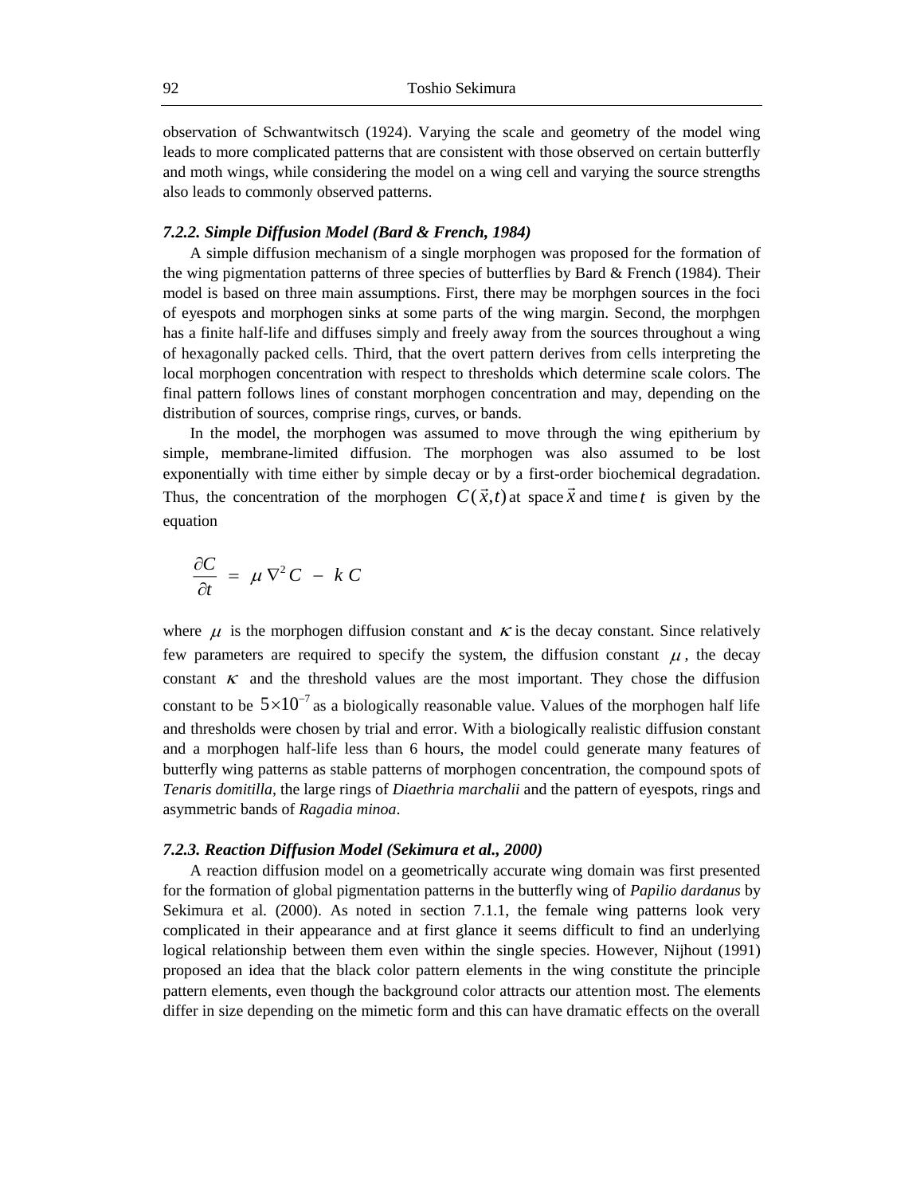observation of Schwantwitsch (1924). Varying the scale and geometry of the model wing leads to more complicated patterns that are consistent with those observed on certain butterfly and moth wings, while considering the model on a wing cell and varying the source strengths also leads to commonly observed patterns.

### *7.2.2. Simple Diffusion Model (Bard & French, 1984)*

A simple diffusion mechanism of a single morphogen was proposed for the formation of the wing pigmentation patterns of three species of butterflies by Bard & French (1984). Their model is based on three main assumptions. First, there may be morphgen sources in the foci of eyespots and morphogen sinks at some parts of the wing margin. Second, the morphgen has a finite half-life and diffuses simply and freely away from the sources throughout a wing of hexagonally packed cells. Third, that the overt pattern derives from cells interpreting the local morphogen concentration with respect to thresholds which determine scale colors. The final pattern follows lines of constant morphogen concentration and may, depending on the distribution of sources, comprise rings, curves, or bands.

In the model, the morphogen was assumed to move through the wing epitherium by simple, membrane-limited diffusion. The morphogen was also assumed to be lost exponentially with time either by simple decay or by a first-order biochemical degradation. Thus, the concentration of the morphogen $C(\vec{x},t)$ at space $\vec{x}$ and time $t$ is given by the equation

$$\frac{\partial C}{\partial t} = \mu \nabla^2 C - k C$$

where $\mu$ is the morphogen diffusion constant and $\kappa$ is the decay constant. Since relatively few parameters are required to specify the system, the diffusion constant $\mu$, the decay constant $\kappa$ and the threshold values are the most important. They chose the diffusion constant to be $5\times10^{-7}$ as a biologically reasonable value. Values of the morphogen half life and thresholds were chosen by trial and error. With a biologically realistic diffusion constant and a morphogen half-life less than 6 hours, the model could generate many features of butterfly wing patterns as stable patterns of morphogen concentration, the compound spots of *Tenaris domitilla*, the large rings of *Diaethria marchalii* and the pattern of eyespots, rings and asymmetric bands of *Ragadia minoa*.

### *7.2.3. Reaction Diffusion Model (Sekimura et al., 2000)*

A reaction diffusion model on a geometrically accurate wing domain was first presented for the formation of global pigmentation patterns in the butterfly wing of *Papilio dardanus* by Sekimura et al. (2000). As noted in section 7.1.1, the female wing patterns look very complicated in their appearance and at first glance it seems difficult to find an underlying logical relationship between them even within the single species. However, Nijhout (1991) proposed an idea that the black color pattern elements in the wing constitute the principle pattern elements, even though the background color attracts our attention most. The elements differ in size depending on the mimetic form and this can have dramatic effects on the overall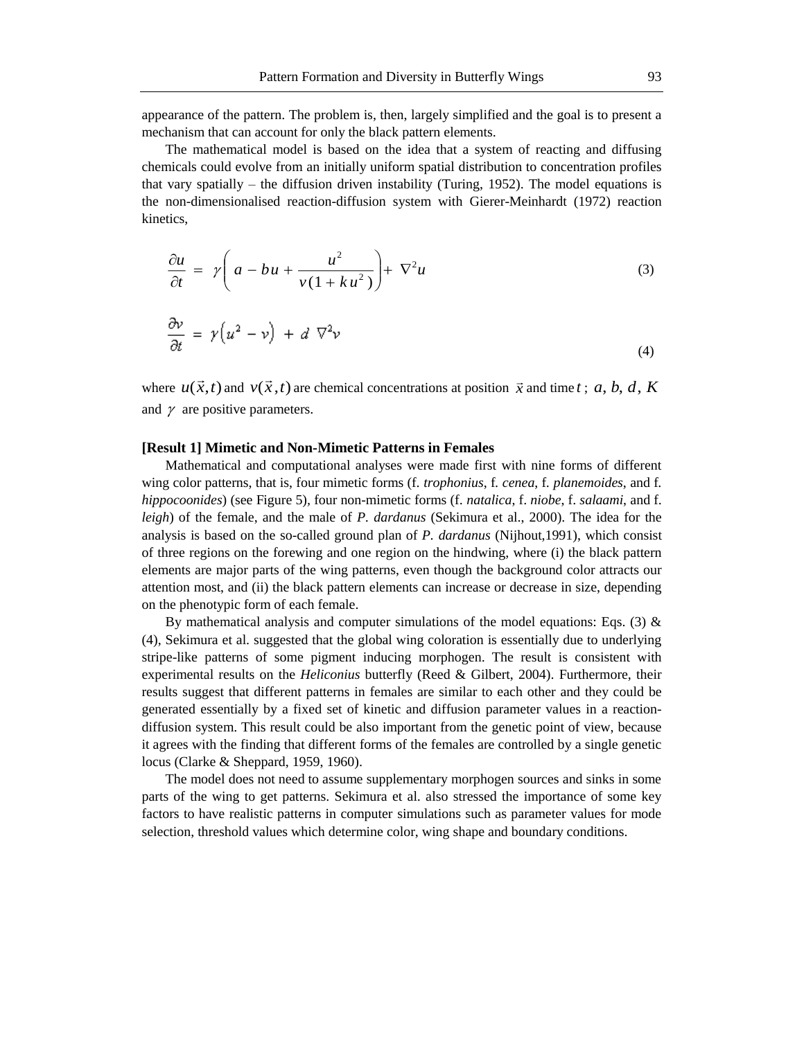appearance of the pattern. The problem is, then, largely simplified and the goal is to present a mechanism that can account for only the black pattern elements.

The mathematical model is based on the idea that a system of reacting and diffusing chemicals could evolve from an initially uniform spatial distribution to concentration profiles that vary spatially – the diffusion driven instability (Turing, 1952). The model equations is the non-dimensionalised reaction-diffusion system with Gierer-Meinhardt (1972) reaction kinetics,

$$\frac{\partial u}{\partial t} = \gamma\left( a - bu + \frac{u^2}{v(1+ku^2)}\right) + \nabla^2 u \tag{3}$$

$$\frac{\partial v}{\partial t} = \gamma\left(u^2 - v\right) + d\ \nabla^2 v \tag{4}$$

where $u(\vec{x},t)$ and $v(\vec{x},t)$ are chemical concentrations at position $\vec{x}$ and time $t$; $a$, $b$, $d$, $K$ and $\gamma$ are positive parameters.

**[Result 1] Mimetic and Non-Mimetic Patterns in Females**

Mathematical and computational analyses were made first with nine forms of different wing color patterns, that is, four mimetic forms (f. *trophonius*, f. *cenea*, f. *planemoides*, and f. *hippocoonides*) (see Figure 5), four non-mimetic forms (f. *natalica*, f. *niobe*, f. *salaami*, and f. *leigh*) of the female, and the male of *P. dardanus* (Sekimura et al., 2000). The idea for the analysis is based on the so-called ground plan of *P. dardanus* (Nijhout,1991), which consist of three regions on the forewing and one region on the hindwing, where (i) the black pattern elements are major parts of the wing patterns, even though the background color attracts our attention most, and (ii) the black pattern elements can increase or decrease in size, depending on the phenotypic form of each female.

By mathematical analysis and computer simulations of the model equations: Eqs. (3) & (4), Sekimura et al. suggested that the global wing coloration is essentially due to underlying stripe-like patterns of some pigment inducing morphogen. The result is consistent with experimental results on the *Heliconius* butterfly (Reed & Gilbert, 2004). Furthermore, their results suggest that different patterns in females are similar to each other and they could be generated essentially by a fixed set of kinetic and diffusion parameter values in a reaction-diffusion system. This result could be also important from the genetic point of view, because it agrees with the finding that different forms of the females are controlled by a single genetic locus (Clarke & Sheppard, 1959, 1960).

The model does not need to assume supplementary morphogen sources and sinks in some parts of the wing to get patterns. Sekimura et al. also stressed the importance of some key factors to have realistic patterns in computer simulations such as parameter values for mode selection, threshold values which determine color, wing shape and boundary conditions.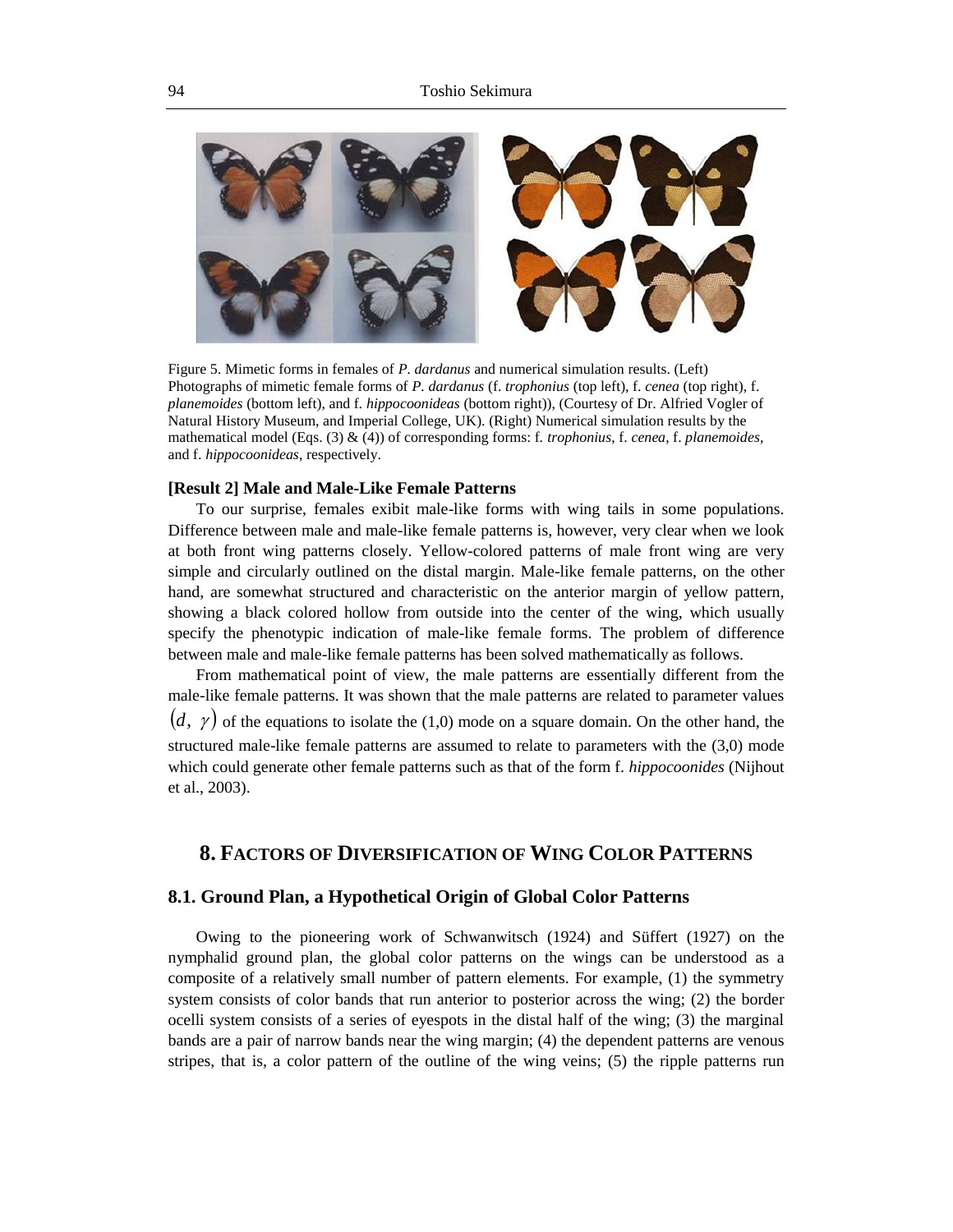Figure 5. Mimetic forms in females of *P. dardanus* and numerical simulation results. (Left) Photographs of mimetic female forms of *P. dardanus* (f. *trophonius* (top left), f. *cenea* (top right), f. *planemoides* (bottom left), and f. *hippocoonideas* (bottom right)), (Courtesy of Dr. Alfried Vogler of Natural History Museum, and Imperial College, UK). (Right) Numerical simulation results by the mathematical model (Eqs. (3) & (4)) of corresponding forms: f. *trophonius*, f. *cenea*, f. *planemoides*, and f. *hippocoonideas*, respectively.

**[Result 2] Male and Male-Like Female Patterns**

To our surprise, females exibit male-like forms with wing tails in some populations. Difference between male and male-like female patterns is, however, very clear when we look at both front wing patterns closely. Yellow-colored patterns of male front wing are very simple and circularly outlined on the distal margin. Male-like female patterns, on the other hand, are somewhat structured and characteristic on the anterior margin of yellow pattern, showing a black colored hollow from outside into the center of the wing, which usually specify the phenotypic indication of male-like female forms. The problem of difference between male and male-like female patterns has been solved mathematically as follows.

From mathematical point of view, the male patterns are essentially different from the male-like female patterns. It was shown that the male patterns are related to parameter values $(d, \gamma)$ of the equations to isolate the (1,0) mode on a square domain. On the other hand, the structured male-like female patterns are assumed to relate to parameters with the (3,0) mode which could generate other female patterns such as that of the form f. *hippocoonides* (Nijhout et al., 2003).

## 8. Factors of Diversification of Wing Color Patterns

### 8.1. Ground Plan, a Hypothetical Origin of Global Color Patterns

Owing to the pioneering work of Schwanwitsch (1924) and Süffert (1927) on the nymphalid ground plan, the global color patterns on the wings can be understood as a composite of a relatively small number of pattern elements. For example, (1) the symmetry system consists of color bands that run anterior to posterior across the wing; (2) the border ocelli system consists of a series of eyespots in the distal half of the wing; (3) the marginal bands are a pair of narrow bands near the wing margin; (4) the dependent patterns are venous stripes, that is, a color pattern of the outline of the wing veins; (5) the ripple patterns run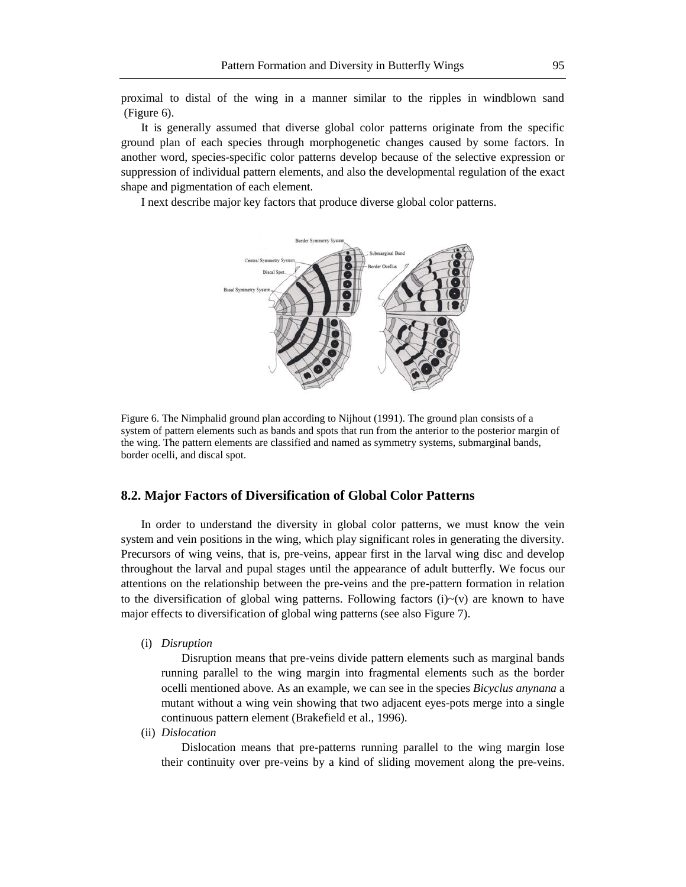proximal to distal of the wing in a manner similar to the ripples in windblown sand (Figure 6).

It is generally assumed that diverse global color patterns originate from the specific ground plan of each species through morphogenetic changes caused by some factors. In another word, species-specific color patterns develop because of the selective expression or suppression of individual pattern elements, and also the developmental regulation of the exact shape and pigmentation of each element.

I next describe major key factors that produce diverse global color patterns.

Figure 6. The Nimphalid ground plan according to Nijhout (1991). The ground plan consists of a system of pattern elements such as bands and spots that run from the anterior to the posterior margin of the wing. The pattern elements are classified and named as symmetry systems, submarginal bands, border ocelli, and discal spot.

## 8.2. Major Factors of Diversification of Global Color Patterns

In order to understand the diversity in global color patterns, we must know the vein system and vein positions in the wing, which play significant roles in generating the diversity. Precursors of wing veins, that is, pre-veins, appear first in the larval wing disc and develop throughout the larval and pupal stages until the appearance of adult butterfly. We focus our attentions on the relationship between the pre-veins and the pre-pattern formation in relation to the diversification of global wing patterns. Following factors (i)~(v) are known to have major effects to diversification of global wing patterns (see also Figure 7).

(i) *Disruption*

Disruption means that pre-veins divide pattern elements such as marginal bands running parallel to the wing margin into fragmental elements such as the border ocelli mentioned above. As an example, we can see in the species *Bicyclus anynana* a mutant without a wing vein showing that two adjacent eyes-pots merge into a single continuous pattern element (Brakefield et al., 1996).

(ii) *Dislocation*

Dislocation means that pre-patterns running parallel to the wing margin lose their continuity over pre-veins by a kind of sliding movement along the pre-veins.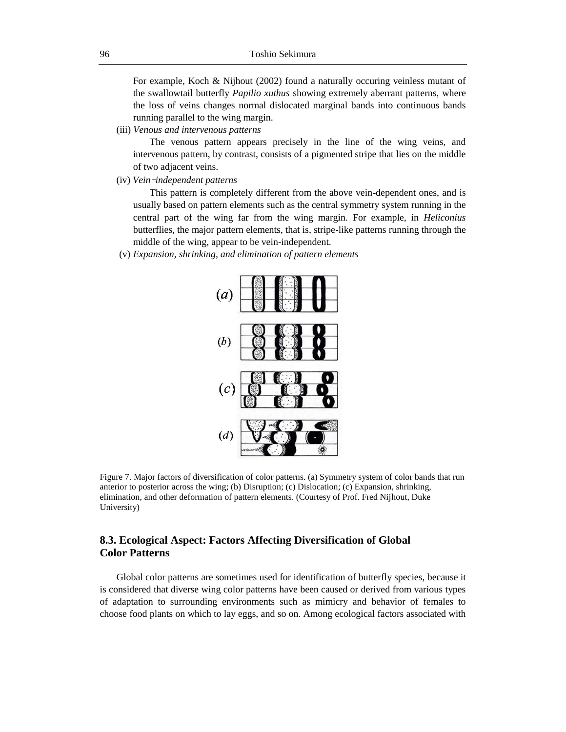For example, Koch & Nijhout (2002) found a naturally occuring veinless mutant of the swallowtail butterfly *Papilio xuthus* showing extremely aberrant patterns, where the loss of veins changes normal dislocated marginal bands into continuous bands running parallel to the wing margin.

(iii) *Venous and intervenous patterns*

The venous pattern appears precisely in the line of the wing veins, and intervenous pattern, by contrast, consists of a pigmented stripe that lies on the middle of two adjacent veins.

(iv) *Vein–independent patterns*

This pattern is completely different from the above vein-dependent ones, and is usually based on pattern elements such as the central symmetry system running in the central part of the wing far from the wing margin. For example, in *Heliconius* butterflies, the major pattern elements, that is, stripe-like patterns running through the middle of the wing, appear to be vein-independent.

(v) *Expansion, shrinking, and elimination of pattern elements*

Figure 7. Major factors of diversification of color patterns. (a) Symmetry system of color bands that run anterior to posterior across the wing; (b) Disruption; (c) Dislocation; (c) Expansion, shrinking, elimination, and other deformation of pattern elements. (Courtesy of Prof. Fred Nijhout, Duke University)

## 8.3. Ecological Aspect: Factors Affecting Diversification of Global Color Patterns

Global color patterns are sometimes used for identification of butterfly species, because it is considered that diverse wing color patterns have been caused or derived from various types of adaptation to surrounding environments such as mimicry and behavior of females to choose food plants on which to lay eggs, and so on. Among ecological factors associated with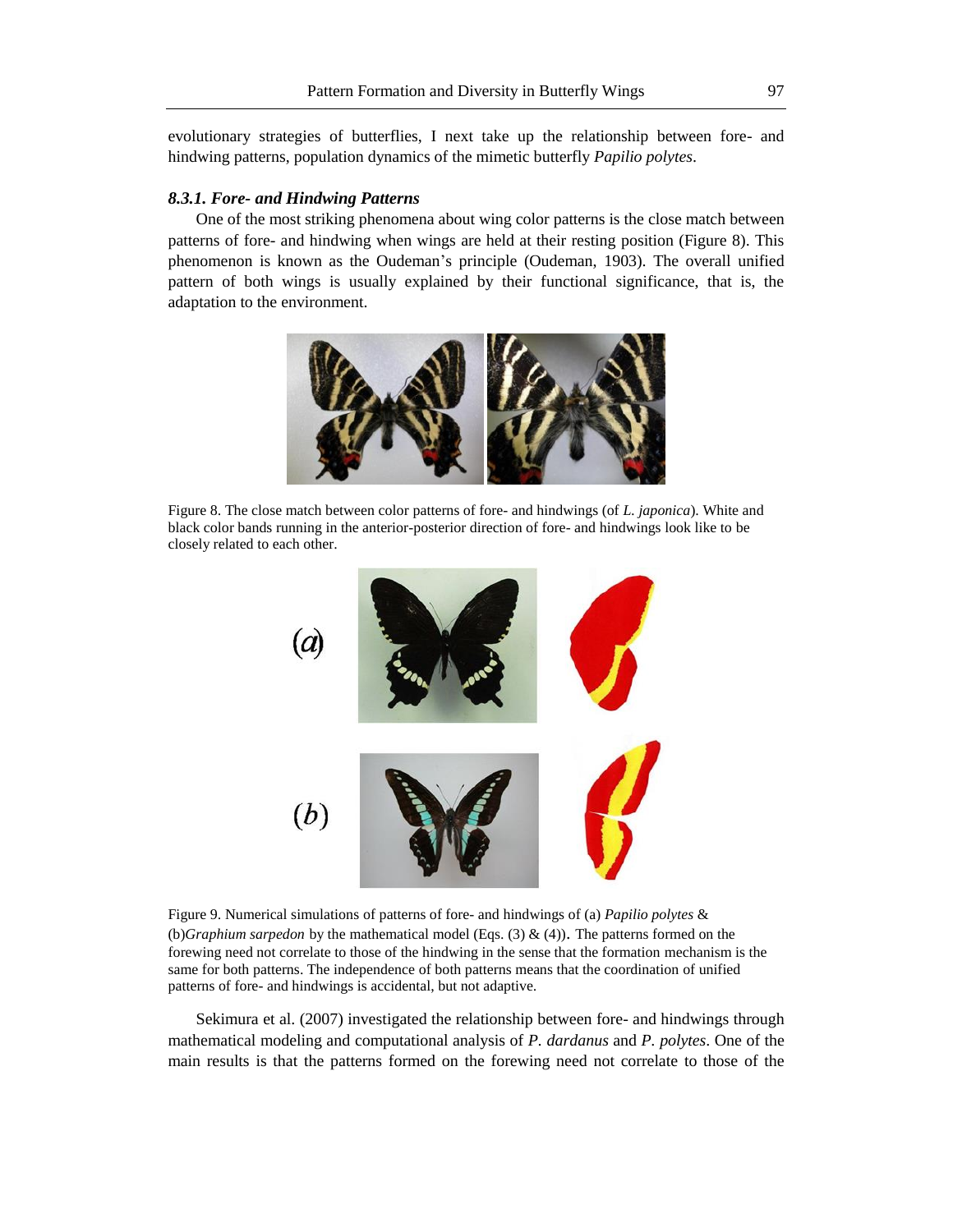evolutionary strategies of butterflies, I next take up the relationship between fore- and hindwing patterns, population dynamics of the mimetic butterfly *Papilio polytes*.

### *8.3.1. Fore- and Hindwing Patterns*

One of the most striking phenomena about wing color patterns is the close match between patterns of fore- and hindwing when wings are held at their resting position (Figure 8). This phenomenon is known as the Oudeman's principle (Oudeman, 1903). The overall unified pattern of both wings is usually explained by their functional significance, that is, the adaptation to the environment.

Figure 8. The close match between color patterns of fore- and hindwings (of *L. japonica*). White and black color bands running in the anterior-posterior direction of fore- and hindwings look like to be closely related to each other.

Figure 9. Numerical simulations of patterns of fore- and hindwings of (a) *Papilio polytes* & (b)*Graphium sarpedon* by the mathematical model (Eqs. (3) & (4)). The patterns formed on the forewing need not correlate to those of the hindwing in the sense that the formation mechanism is the same for both patterns. The independence of both patterns means that the coordination of unified patterns of fore- and hindwings is accidental, but not adaptive.

Sekimura et al. (2007) investigated the relationship between fore- and hindwings through mathematical modeling and computational analysis of *P. dardanus* and *P. polytes*. One of the main results is that the patterns formed on the forewing need not correlate to those of the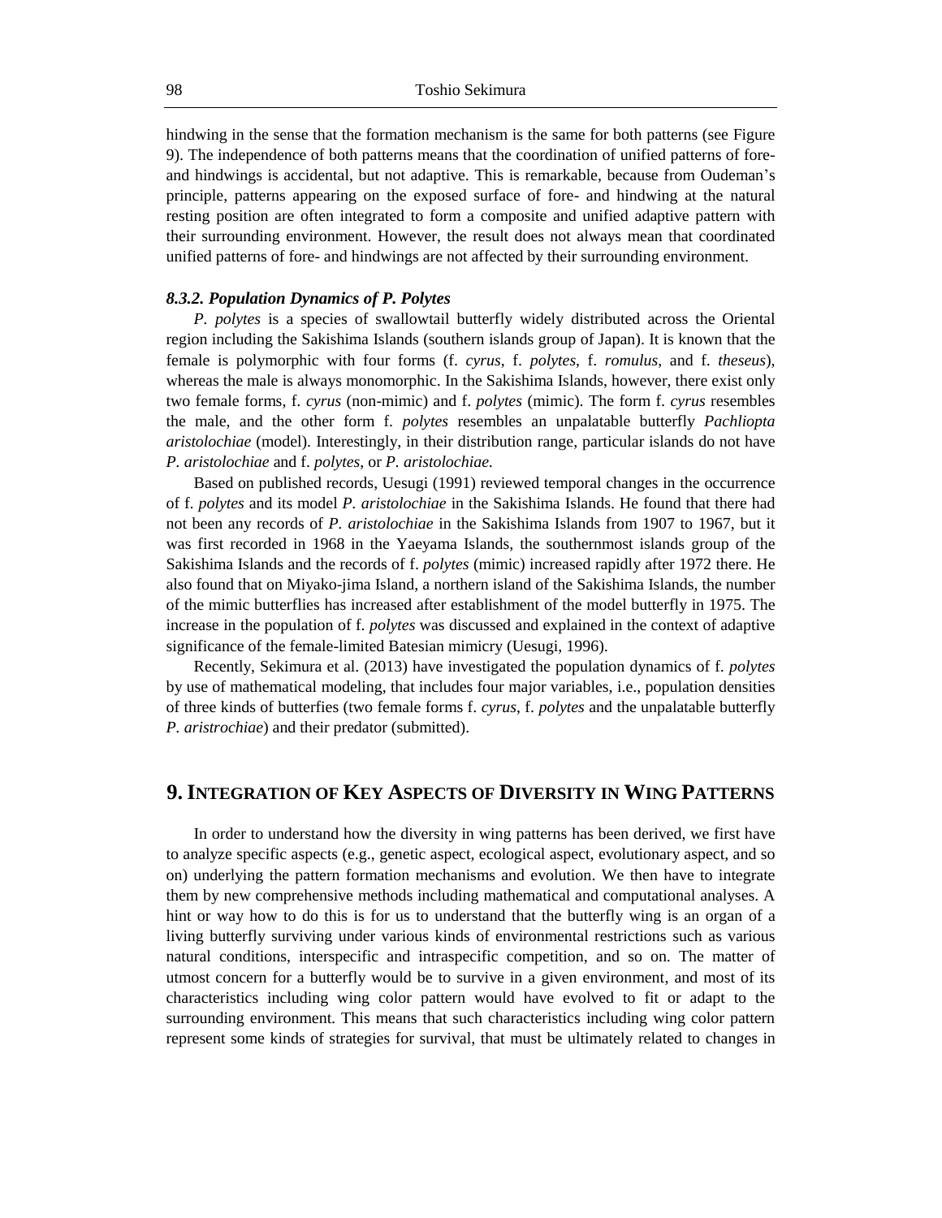hindwing in the sense that the formation mechanism is the same for both patterns (see Figure 9). The independence of both patterns means that the coordination of unified patterns of fore- and hindwings is accidental, but not adaptive. This is remarkable, because from Oudeman's principle, patterns appearing on the exposed surface of fore- and hindwing at the natural resting position are often integrated to form a composite and unified adaptive pattern with their surrounding environment. However, the result does not always mean that coordinated unified patterns of fore- and hindwings are not affected by their surrounding environment.

#### *8.3.2. Population Dynamics of P. Polytes*

*P. polytes* is a species of swallowtail butterfly widely distributed across the Oriental region including the Sakishima Islands (southern islands group of Japan). It is known that the female is polymorphic with four forms (f. *cyrus*, f. *polytes*, f. *romulus*, and f. *theseus*), whereas the male is always monomorphic. In the Sakishima Islands, however, there exist only two female forms, f. *cyrus* (non-mimic) and f. *polytes* (mimic). The form f. *cyrus* resembles the male, and the other form f. *polytes* resembles an unpalatable butterfly *Pachliopta aristolochiae* (model). Interestingly, in their distribution range, particular islands do not have *P. aristolochiae* and f. *polytes*, or *P. aristolochiae.*

Based on published records, Uesugi (1991) reviewed temporal changes in the occurrence of f. *polytes* and its model *P. aristolochiae* in the Sakishima Islands. He found that there had not been any records of *P. aristolochiae* in the Sakishima Islands from 1907 to 1967, but it was first recorded in 1968 in the Yaeyama Islands, the southernmost islands group of the Sakishima Islands and the records of f. *polytes* (mimic) increased rapidly after 1972 there. He also found that on Miyako-jima Island, a northern island of the Sakishima Islands, the number of the mimic butterflies has increased after establishment of the model butterfly in 1975. The increase in the population of f. *polytes* was discussed and explained in the context of adaptive significance of the female-limited Batesian mimicry (Uesugi, 1996).

Recently, Sekimura et al. (2013) have investigated the population dynamics of f. *polytes* by use of mathematical modeling, that includes four major variables, i.e., population densities of three kinds of butterflies (two female forms f. *cyrus*, f. *polytes* and the unpalatable butterfly *P. aristrochiae*) and their predator (submitted).

## 9. Integration of Key Aspects of Diversity in Wing Patterns

In order to understand how the diversity in wing patterns has been derived, we first have to analyze specific aspects (e.g., genetic aspect, ecological aspect, evolutionary aspect, and so on) underlying the pattern formation mechanisms and evolution. We then have to integrate them by new comprehensive methods including mathematical and computational analyses. A hint or way how to do this is for us to understand that the butterfly wing is an organ of a living butterfly surviving under various kinds of environmental restrictions such as various natural conditions, interspecific and intraspecific competition, and so on. The matter of utmost concern for a butterfly would be to survive in a given environment, and most of its characteristics including wing color pattern would have evolved to fit or adapt to the surrounding environment. This means that such characteristics including wing color pattern represent some kinds of strategies for survival, that must be ultimately related to changes in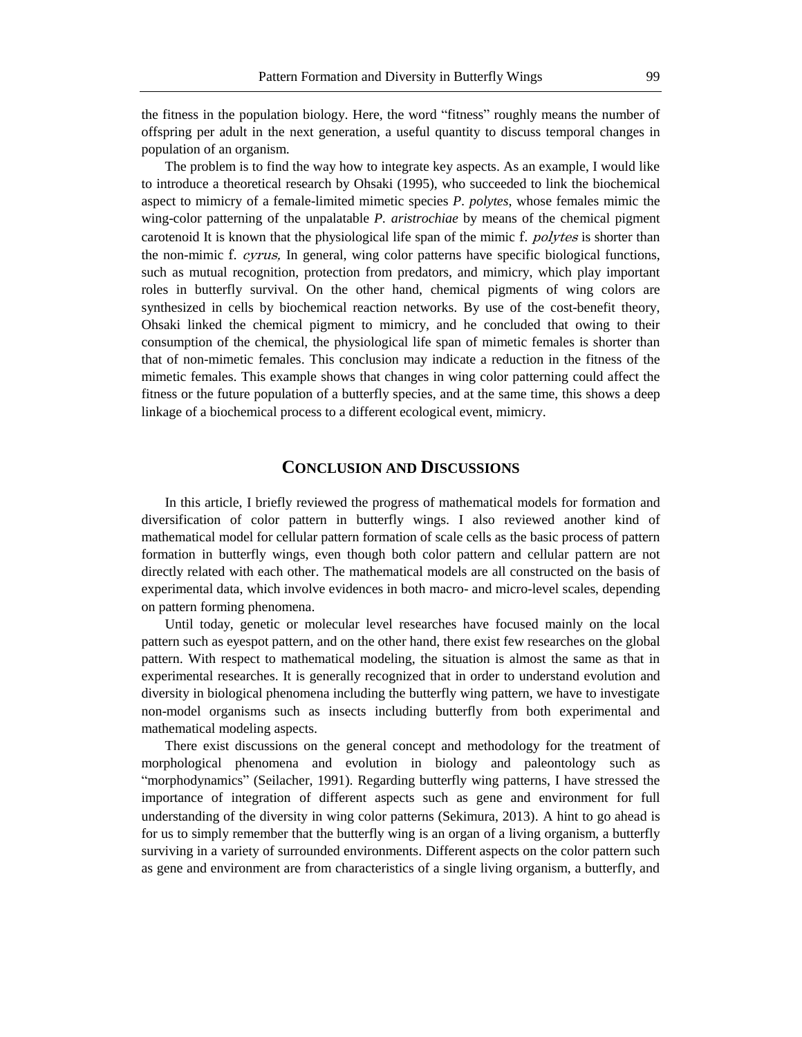the fitness in the population biology. Here, the word "fitness" roughly means the number of offspring per adult in the next generation, a useful quantity to discuss temporal changes in population of an organism.

The problem is to find the way how to integrate key aspects. As an example, I would like to introduce a theoretical research by Ohsaki (1995), who succeeded to link the biochemical aspect to mimicry of a female-limited mimetic species *P. polytes*, whose females mimic the wing-color patterning of the unpalatable *P. aristrochiae* by means of the chemical pigment carotenoid It is known that the physiological life span of the mimic f. *polytes* is shorter than the non-mimic f. *cyrus,* In general, wing color patterns have specific biological functions, such as mutual recognition, protection from predators, and mimicry, which play important roles in butterfly survival. On the other hand, chemical pigments of wing colors are synthesized in cells by biochemical reaction networks. By use of the cost-benefit theory, Ohsaki linked the chemical pigment to mimicry, and he concluded that owing to their consumption of the chemical, the physiological life span of mimetic females is shorter than that of non-mimetic females. This conclusion may indicate a reduction in the fitness of the mimetic females. This example shows that changes in wing color patterning could affect the fitness or the future population of a butterfly species, and at the same time, this shows a deep linkage of a biochemical process to a different ecological event, mimicry.

## CONCLUSION AND DISCUSSIONS

In this article, I briefly reviewed the progress of mathematical models for formation and diversification of color pattern in butterfly wings. I also reviewed another kind of mathematical model for cellular pattern formation of scale cells as the basic process of pattern formation in butterfly wings, even though both color pattern and cellular pattern are not directly related with each other. The mathematical models are all constructed on the basis of experimental data, which involve evidences in both macro- and micro-level scales, depending on pattern forming phenomena.

Until today, genetic or molecular level researches have focused mainly on the local pattern such as eyespot pattern, and on the other hand, there exist few researches on the global pattern. With respect to mathematical modeling, the situation is almost the same as that in experimental researches. It is generally recognized that in order to understand evolution and diversity in biological phenomena including the butterfly wing pattern, we have to investigate non-model organisms such as insects including butterfly from both experimental and mathematical modeling aspects.

There exist discussions on the general concept and methodology for the treatment of morphological phenomena and evolution in biology and paleontology such as "morphodynamics" (Seilacher, 1991). Regarding butterfly wing patterns, I have stressed the importance of integration of different aspects such as gene and environment for full understanding of the diversity in wing color patterns (Sekimura, 2013). A hint to go ahead is for us to simply remember that the butterfly wing is an organ of a living organism, a butterfly surviving in a variety of surrounded environments. Different aspects on the color pattern such as gene and environment are from characteristics of a single living organism, a butterfly, and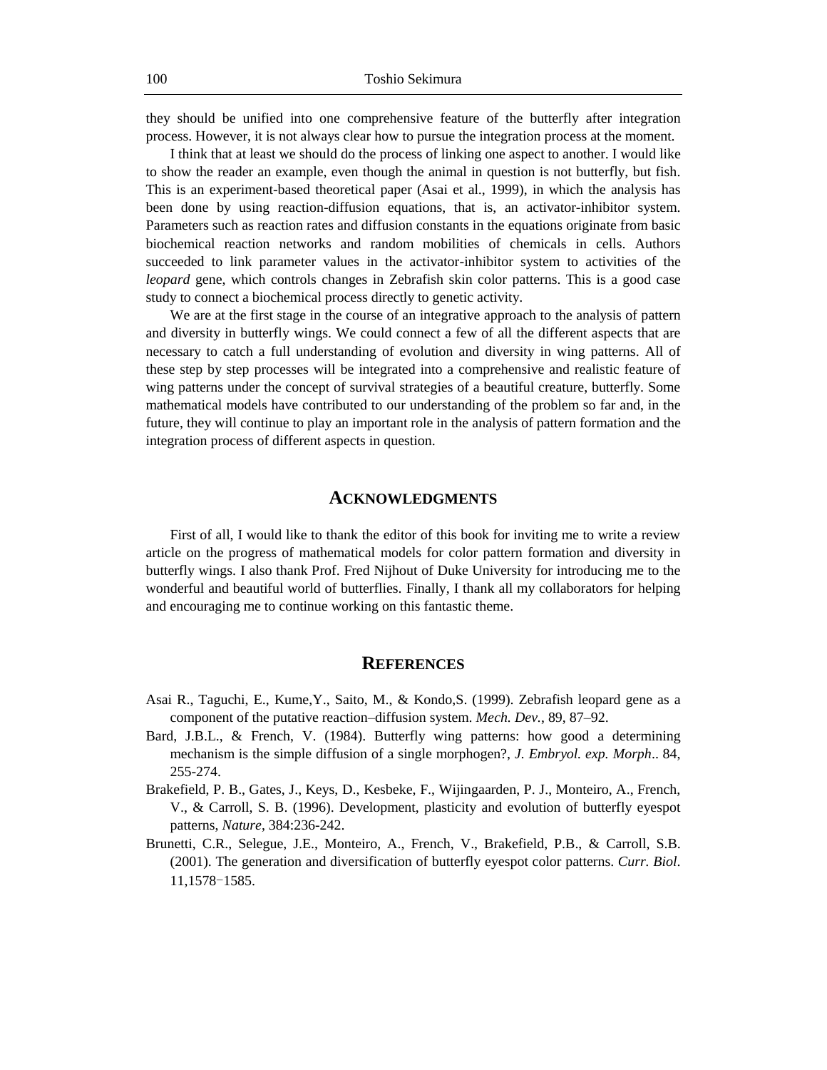they should be unified into one comprehensive feature of the butterfly after integration process. However, it is not always clear how to pursue the integration process at the moment.

I think that at least we should do the process of linking one aspect to another. I would like to show the reader an example, even though the animal in question is not butterfly, but fish. This is an experiment-based theoretical paper (Asai et al., 1999), in which the analysis has been done by using reaction-diffusion equations, that is, an activator-inhibitor system. Parameters such as reaction rates and diffusion constants in the equations originate from basic biochemical reaction networks and random mobilities of chemicals in cells. Authors succeeded to link parameter values in the activator-inhibitor system to activities of the *leopard* gene, which controls changes in Zebrafish skin color patterns. This is a good case study to connect a biochemical process directly to genetic activity.

We are at the first stage in the course of an integrative approach to the analysis of pattern and diversity in butterfly wings. We could connect a few of all the different aspects that are necessary to catch a full understanding of evolution and diversity in wing patterns. All of these step by step processes will be integrated into a comprehensive and realistic feature of wing patterns under the concept of survival strategies of a beautiful creature, butterfly. Some mathematical models have contributed to our understanding of the problem so far and, in the future, they will continue to play an important role in the analysis of pattern formation and the integration process of different aspects in question.

## Acknowledgments

First of all, I would like to thank the editor of this book for inviting me to write a review article on the progress of mathematical models for color pattern formation and diversity in butterfly wings. I also thank Prof. Fred Nijhout of Duke University for introducing me to the wonderful and beautiful world of butterflies. Finally, I thank all my collaborators for helping and encouraging me to continue working on this fantastic theme.

## References

Asai R., Taguchi, E., Kume,Y., Saito, M., & Kondo,S. (1999). Zebrafish leopard gene as a component of the putative reaction–diffusion system. *Mech. Dev.*, 89, 87–92.

Bard, J.B.L., & French, V. (1984). Butterfly wing patterns: how good a determining mechanism is the simple diffusion of a single morphogen?, *J. Embryol. exp. Morph*.. 84, 255-274.

Brakefield, P. B., Gates, J., Keys, D., Kesbeke, F., Wijingaarden, P. J., Monteiro, A., French, V., & Carroll, S. B. (1996). Development, plasticity and evolution of butterfly eyespot patterns, *Nature*, 384:236-242.

Brunetti, C.R., Selegue, J.E., Monteiro, A., French, V., Brakefield, P.B., & Carroll, S.B. (2001). The generation and diversification of butterfly eyespot color patterns. *Curr. Biol*. 11,1578−1585.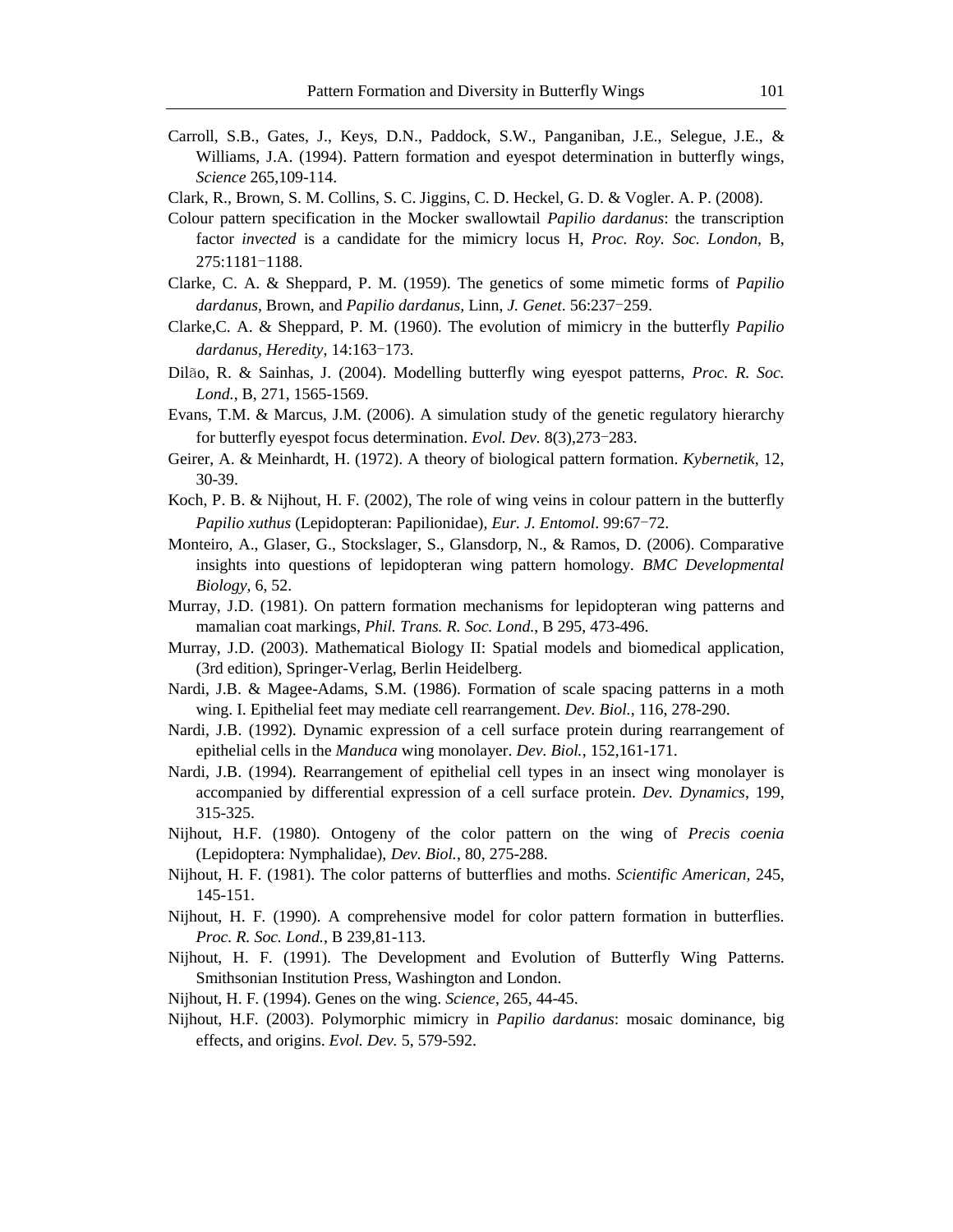Carroll, S.B., Gates, J., Keys, D.N., Paddock, S.W., Panganiban, J.E., Selegue, J.E., & Williams, J.A. (1994). Pattern formation and eyespot determination in butterfly wings, *Science* 265,109-114.

Clark, R., Brown, S. M. Collins, S. C. Jiggins, C. D. Heckel, G. D. & Vogler. A. P. (2008).

Colour pattern specification in the Mocker swallowtail *Papilio dardanus*: the transcription factor *invected* is a candidate for the mimicry locus H, *Proc. Roy. Soc. London,* B, 275:1181−1188.

Clarke, C. A. & Sheppard, P. M. (1959). The genetics of some mimetic forms of *Papilio dardanus*, Brown, and *Papilio dardanus*, Linn, *J. Genet*. 56:237−259.

Clarke,C. A. & Sheppard, P. M. (1960). The evolution of mimicry in the butterfly *Papilio dardanus*, *Heredity*, 14:163−173.

Dilão, R. & Sainhas, J. (2004). Modelling butterfly wing eyespot patterns, *Proc. R. Soc. Lond.*, B, 271, 1565-1569.

Evans, T.M. & Marcus, J.M. (2006). A simulation study of the genetic regulatory hierarchy for butterfly eyespot focus determination. *Evol. Dev.* 8(3),273−283.

Geirer, A. & Meinhardt, H. (1972). A theory of biological pattern formation. *Kybernetik*, 12, 30-39.

Koch, P. B. & Nijhout, H. F. (2002), The role of wing veins in colour pattern in the butterfly *Papilio xuthus* (Lepidopteran: Papilionidae), *Eur. J. Entomol*. 99:67−72.

Monteiro, A., Glaser, G., Stockslager, S., Glansdorp, N., & Ramos, D. (2006). Comparative insights into questions of lepidopteran wing pattern homology. *BMC Developmental Biology*, 6, 52.

Murray, J.D. (1981). On pattern formation mechanisms for lepidopteran wing patterns and mamalian coat markings, *Phil. Trans. R. Soc. Lond.*, B 295, 473-496.

Murray, J.D. (2003). Mathematical Biology II: Spatial models and biomedical application, (3rd edition), Springer-Verlag, Berlin Heidelberg.

Nardi, J.B. & Magee-Adams, S.M. (1986). Formation of scale spacing patterns in a moth wing. I. Epithelial feet may mediate cell rearrangement. *Dev. Biol.*, 116, 278-290.

Nardi, J.B. (1992). Dynamic expression of a cell surface protein during rearrangement of epithelial cells in the *Manduca* wing monolayer. *Dev. Biol.*, 152,161-171.

Nardi, J.B. (1994). Rearrangement of epithelial cell types in an insect wing monolayer is accompanied by differential expression of a cell surface protein. *Dev. Dynamics*, 199, 315-325.

Nijhout, H.F. (1980). Ontogeny of the color pattern on the wing of *Precis coenia* (Lepidoptera: Nymphalidae), *Dev. Biol.*, 80, 275-288.

Nijhout, H. F. (1981). The color patterns of butterflies and moths. *Scientific American*, 245, 145-151.

Nijhout, H. F. (1990). A comprehensive model for color pattern formation in butterflies. *Proc. R. Soc. Lond.*, B 239,81-113.

Nijhout, H. F. (1991). The Development and Evolution of Butterfly Wing Patterns. Smithsonian Institution Press, Washington and London.

Nijhout, H. F. (1994). Genes on the wing. *Science*, 265, 44-45.

Nijhout, H.F. (2003). Polymorphic mimicry in *Papilio dardanus*: mosaic dominance, big effects, and origins. *Evol. Dev.* 5, 579-592.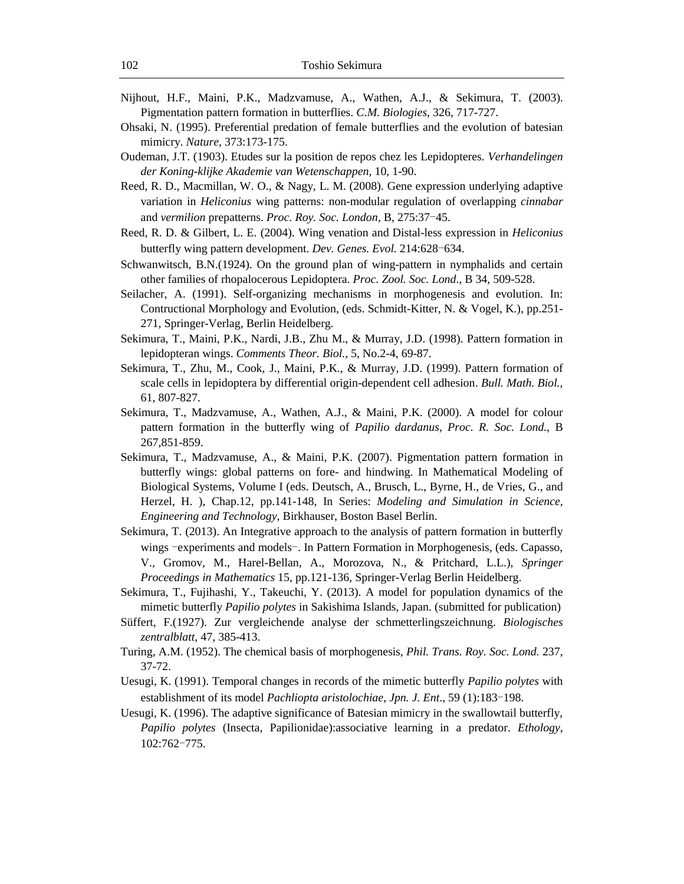Nijhout, H.F., Maini, P.K., Madzvamuse, A., Wathen, A.J., & Sekimura, T. (2003). Pigmentation pattern formation in butterflies. *C.M. Biologies*, 326, 717-727.

Ohsaki, N. (1995). Preferential predation of female butterflies and the evolution of batesian mimicry. *Nature*, 373:173-175.

Oudeman, J.T. (1903). Etudes sur la position de repos chez les Lepidopteres. *Verhandelingen der Koning-klijke Akademie van Wetenschappen*, 10, 1-90.

Reed, R. D., Macmillan, W. O., & Nagy, L. M. (2008). Gene expression underlying adaptive variation in *Heliconius* wing patterns: non-modular regulation of overlapping *cinnabar* and *vermilion* prepatterns. *Proc. Roy. Soc. London*, B, 275:37−45.

Reed, R. D. & Gilbert, L. E. (2004). Wing venation and Distal-less expression in *Heliconius* butterfly wing pattern development. *Dev. Genes. Evol.* 214:628−634.

Schwanwitsch, B.N.(1924). On the ground plan of wing-pattern in nymphalids and certain other families of rhopalocerous Lepidoptera. *Proc. Zool. Soc. Lond*., B 34, 509-528.

Seilacher, A. (1991). Self-organizing mechanisms in morphogenesis and evolution. In: Contructional Morphology and Evolution, (eds. Schmidt-Kitter, N. & Vogel, K.), pp.251-271, Springer-Verlag, Berlin Heidelberg.

Sekimura, T., Maini, P.K., Nardi, J.B., Zhu M., & Murray, J.D. (1998). Pattern formation in lepidopteran wings. *Comments Theor. Biol.*, 5, No.2-4, 69-87.

Sekimura, T., Zhu, M., Cook, J., Maini, P.K., & Murray, J.D. (1999). Pattern formation of scale cells in lepidoptera by differential origin-dependent cell adhesion. *Bull. Math. Biol.*, 61, 807-827.

Sekimura, T., Madzvamuse, A., Wathen, A.J., & Maini, P.K. (2000). A model for colour pattern formation in the butterfly wing of *Papilio dardanus*, *Proc. R. Soc. Lond.*, B 267,851-859.

Sekimura, T., Madzvamuse, A., & Maini, P.K. (2007). Pigmentation pattern formation in butterfly wings: global patterns on fore- and hindwing. In Mathematical Modeling of Biological Systems, Volume I (eds. Deutsch, A., Brusch, L., Byrne, H., de Vries, G., and Herzel, H. ), Chap.12, pp.141-148, In Series: *Modeling and Simulation in Science, Engineering and Technology*, Birkhauser, Boston Basel Berlin.

Sekimura, T. (2013). An Integrative approach to the analysis of pattern formation in butterfly wings −experiments and models−. In Pattern Formation in Morphogenesis, (eds. Capasso, V., Gromov, M., Harel-Bellan, A., Morozova, N., & Pritchard, L.L.), *Springer Proceedings in Mathematics* 15, pp.121-136, Springer-Verlag Berlin Heidelberg.

Sekimura, T., Fujihashi, Y., Takeuchi, Y. (2013). A model for population dynamics of the mimetic butterfly *Papilio polytes* in Sakishima Islands, Japan. (submitted for publication)

Süffert, F.(1927). Zur vergleichende analyse der schmetterlingszeichnung. *Biologisches zentralblatt*, 47, 385-413.

Turing, A.M. (1952). The chemical basis of morphogenesis, *Phil. Trans. Roy. Soc. Lond.* 237, 37-72.

Uesugi, K. (1991). Temporal changes in records of the mimetic butterfly *Papilio polytes* with establishment of its model *Pachliopta aristolochiae*, *Jpn. J. Ent*., 59 (1):183−198.

Uesugi, K. (1996). The adaptive significance of Batesian mimicry in the swallowtail butterfly, *Papilio polytes* (Insecta, Papilionidae):associative learning in a predator. *Ethology*, 102:762−775.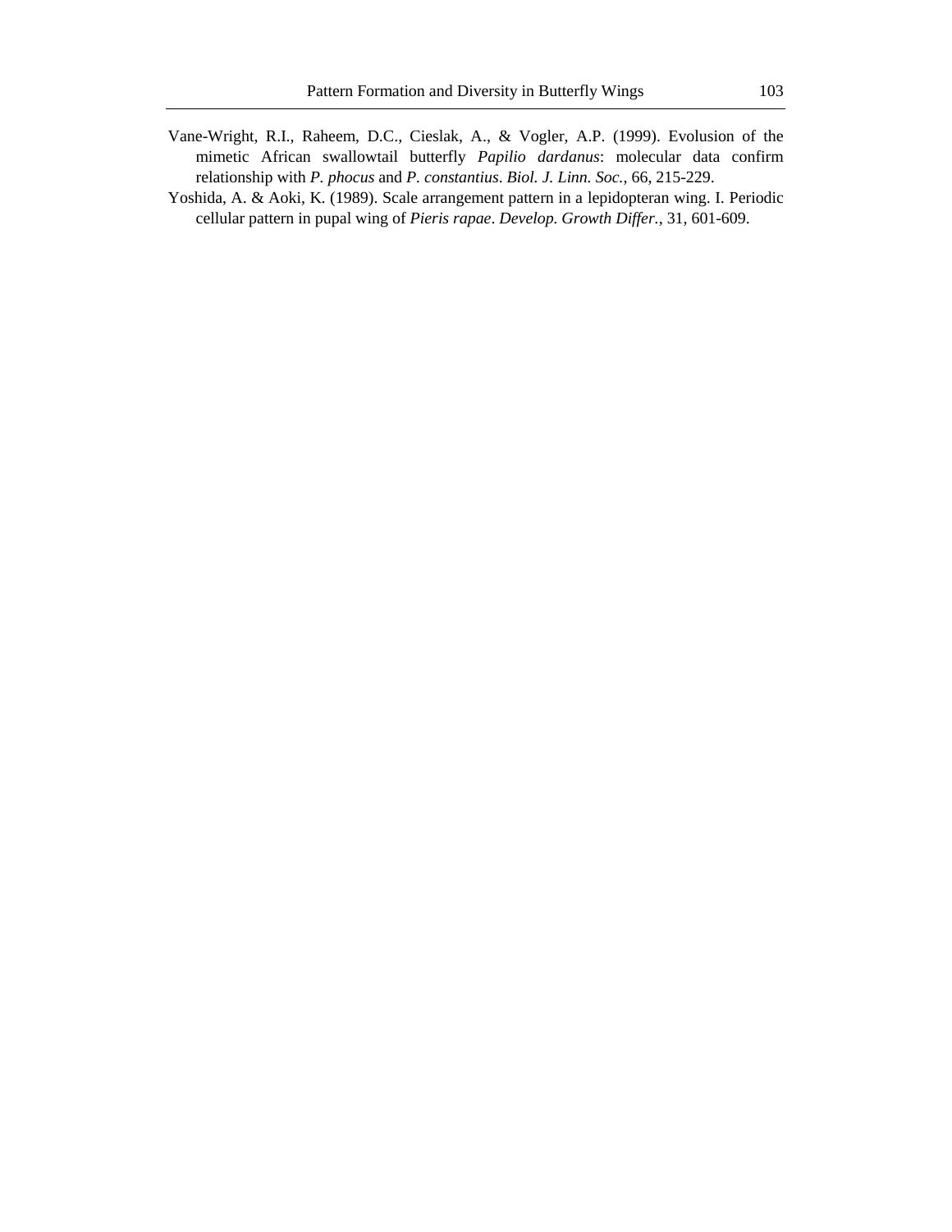Vane-Wright, R.I., Raheem, D.C., Cieslak, A., & Vogler, A.P. (1999). Evolusion of the mimetic African swallowtail butterfly *Papilio dardanus*: molecular data confirm relationship with *P. phocus* and *P. constantius*. *Biol. J. Linn. Soc.*, 66, 215-229.

Yoshida, A. & Aoki, K. (1989). Scale arrangement pattern in a lepidopteran wing. I. Periodic cellular pattern in pupal wing of *Pieris rapae*. *Develop. Growth Differ.*, 31, 601-609.